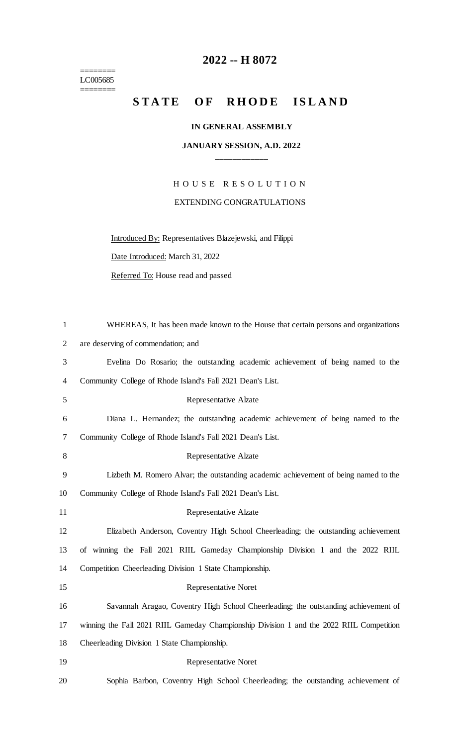# 2022 -- H 8072

========
LC005685
========

## STATE OF RHODE ISLAND

### IN GENERAL ASSEMBLY

### JANUARY SESSION, A.D. 2022

____________

HOUSE RESOLUTION

EXTENDING CONGRATULATIONS

Introduced By: Representatives Blazejewski, and Filippi

Date Introduced: March 31, 2022

Referred To: House read and passed

WHEREAS, It has been made known to the House that certain persons and organizations are deserving of commendation; and

Evelina Do Rosario; the outstanding academic achievement of being named to the Community College of Rhode Island's Fall 2021 Dean's List.

Representative Alzate

Diana L. Hernandez; the outstanding academic achievement of being named to the Community College of Rhode Island's Fall 2021 Dean's List.

Representative Alzate

Lizbeth M. Romero Alvar; the outstanding academic achievement of being named to the Community College of Rhode Island's Fall 2021 Dean's List.

Representative Alzate

Elizabeth Anderson, Coventry High School Cheerleading; the outstanding achievement of winning the Fall 2021 RIIL Gameday Championship Division 1 and the 2022 RIIL Competition Cheerleading Division 1 State Championship.

Representative Noret

Savannah Aragao, Coventry High School Cheerleading; the outstanding achievement of winning the Fall 2021 RIIL Gameday Championship Division 1 and the 2022 RIIL Competition Cheerleading Division 1 State Championship.

Representative Noret

Sophia Barbon, Coventry High School Cheerleading; the outstanding achievement of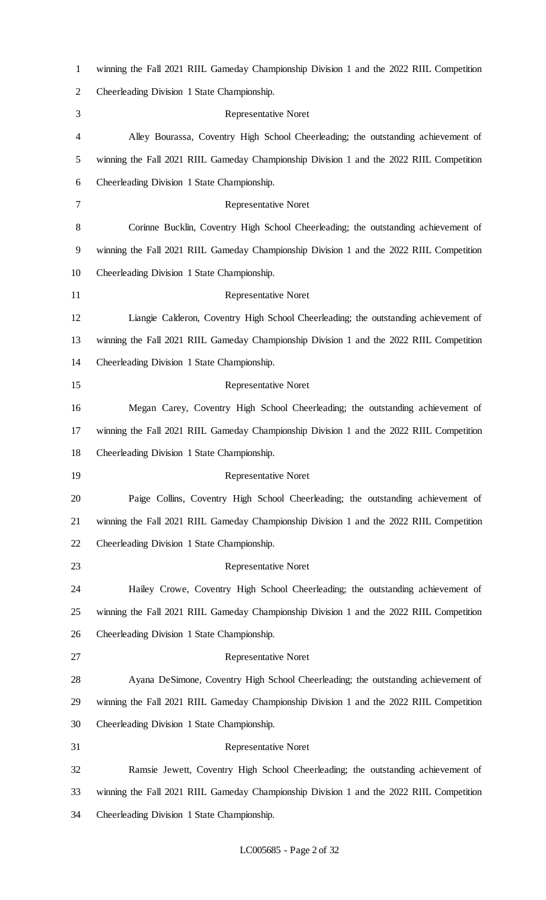winning the Fall 2021 RIIL Gameday Championship Division 1 and the 2022 RIIL Competition Cheerleading Division 1 State Championship.

Representative Noret

Alley Bourassa, Coventry High School Cheerleading; the outstanding achievement of winning the Fall 2021 RIIL Gameday Championship Division 1 and the 2022 RIIL Competition Cheerleading Division 1 State Championship.

Representative Noret

Corinne Bucklin, Coventry High School Cheerleading; the outstanding achievement of winning the Fall 2021 RIIL Gameday Championship Division 1 and the 2022 RIIL Competition Cheerleading Division 1 State Championship.

Representative Noret

Liangie Calderon, Coventry High School Cheerleading; the outstanding achievement of winning the Fall 2021 RIIL Gameday Championship Division 1 and the 2022 RIIL Competition Cheerleading Division 1 State Championship.

Representative Noret

Megan Carey, Coventry High School Cheerleading; the outstanding achievement of winning the Fall 2021 RIIL Gameday Championship Division 1 and the 2022 RIIL Competition Cheerleading Division 1 State Championship.

Representative Noret

Paige Collins, Coventry High School Cheerleading; the outstanding achievement of winning the Fall 2021 RIIL Gameday Championship Division 1 and the 2022 RIIL Competition Cheerleading Division 1 State Championship.

Representative Noret

Hailey Crowe, Coventry High School Cheerleading; the outstanding achievement of winning the Fall 2021 RIIL Gameday Championship Division 1 and the 2022 RIIL Competition Cheerleading Division 1 State Championship.

Representative Noret

Ayana DeSimone, Coventry High School Cheerleading; the outstanding achievement of winning the Fall 2021 RIIL Gameday Championship Division 1 and the 2022 RIIL Competition Cheerleading Division 1 State Championship.

Representative Noret

Ramsie Jewett, Coventry High School Cheerleading; the outstanding achievement of winning the Fall 2021 RIIL Gameday Championship Division 1 and the 2022 RIIL Competition Cheerleading Division 1 State Championship.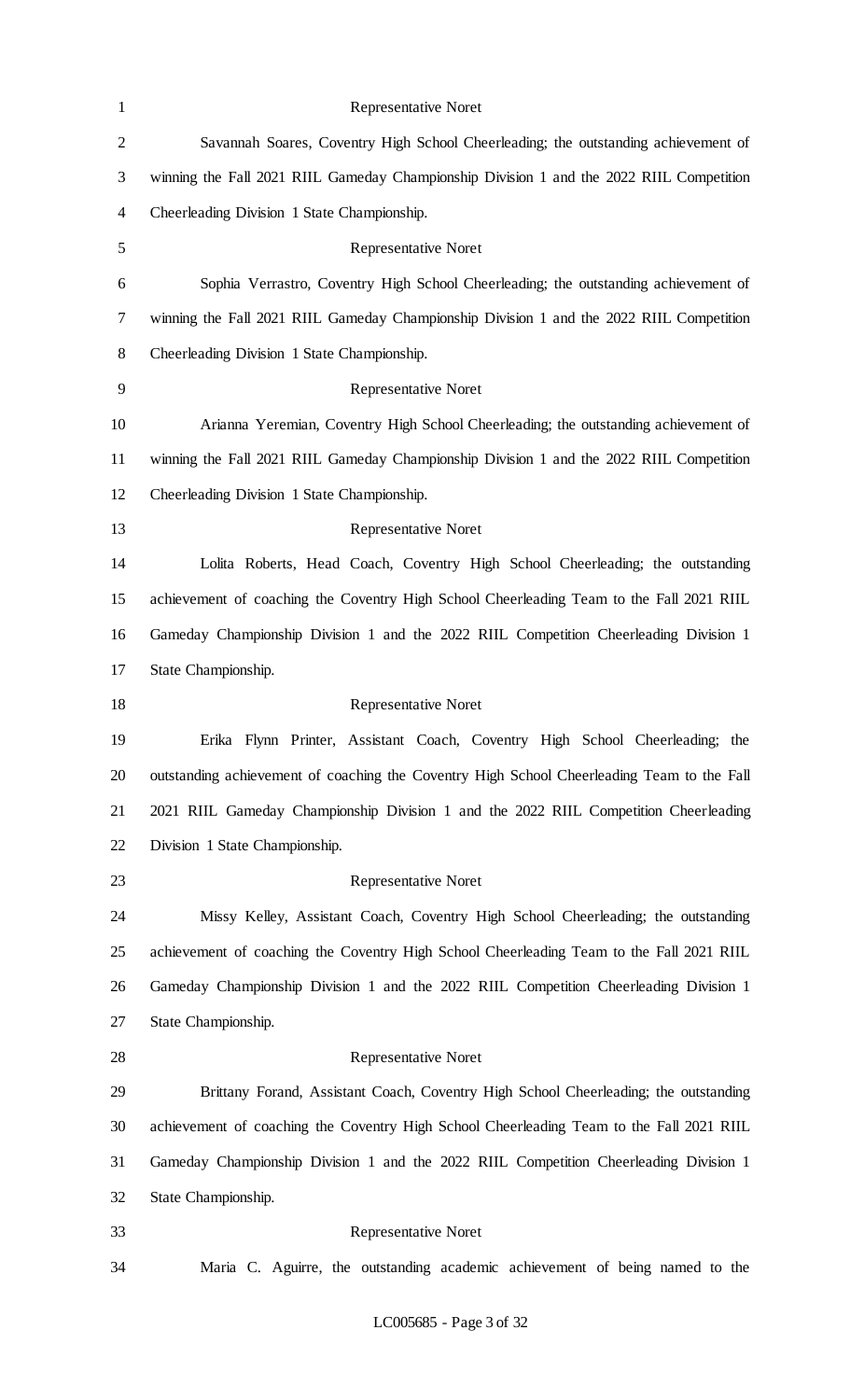Representative Noret

Savannah Soares, Coventry High School Cheerleading; the outstanding achievement of winning the Fall 2021 RIIL Gameday Championship Division 1 and the 2022 RIIL Competition Cheerleading Division 1 State Championship.

Representative Noret

Sophia Verrastro, Coventry High School Cheerleading; the outstanding achievement of winning the Fall 2021 RIIL Gameday Championship Division 1 and the 2022 RIIL Competition Cheerleading Division 1 State Championship.

Representative Noret

Arianna Yeremian, Coventry High School Cheerleading; the outstanding achievement of winning the Fall 2021 RIIL Gameday Championship Division 1 and the 2022 RIIL Competition Cheerleading Division 1 State Championship.

Representative Noret

Lolita Roberts, Head Coach, Coventry High School Cheerleading; the outstanding achievement of coaching the Coventry High School Cheerleading Team to the Fall 2021 RIIL Gameday Championship Division 1 and the 2022 RIIL Competition Cheerleading Division 1 State Championship.

Representative Noret

Erika Flynn Printer, Assistant Coach, Coventry High School Cheerleading; the outstanding achievement of coaching the Coventry High School Cheerleading Team to the Fall 2021 RIIL Gameday Championship Division 1 and the 2022 RIIL Competition Cheerleading Division 1 State Championship.

Representative Noret

Missy Kelley, Assistant Coach, Coventry High School Cheerleading; the outstanding achievement of coaching the Coventry High School Cheerleading Team to the Fall 2021 RIIL Gameday Championship Division 1 and the 2022 RIIL Competition Cheerleading Division 1 State Championship.

Representative Noret

Brittany Forand, Assistant Coach, Coventry High School Cheerleading; the outstanding achievement of coaching the Coventry High School Cheerleading Team to the Fall 2021 RIIL Gameday Championship Division 1 and the 2022 RIIL Competition Cheerleading Division 1 State Championship.

Representative Noret

Maria C. Aguirre, the outstanding academic achievement of being named to the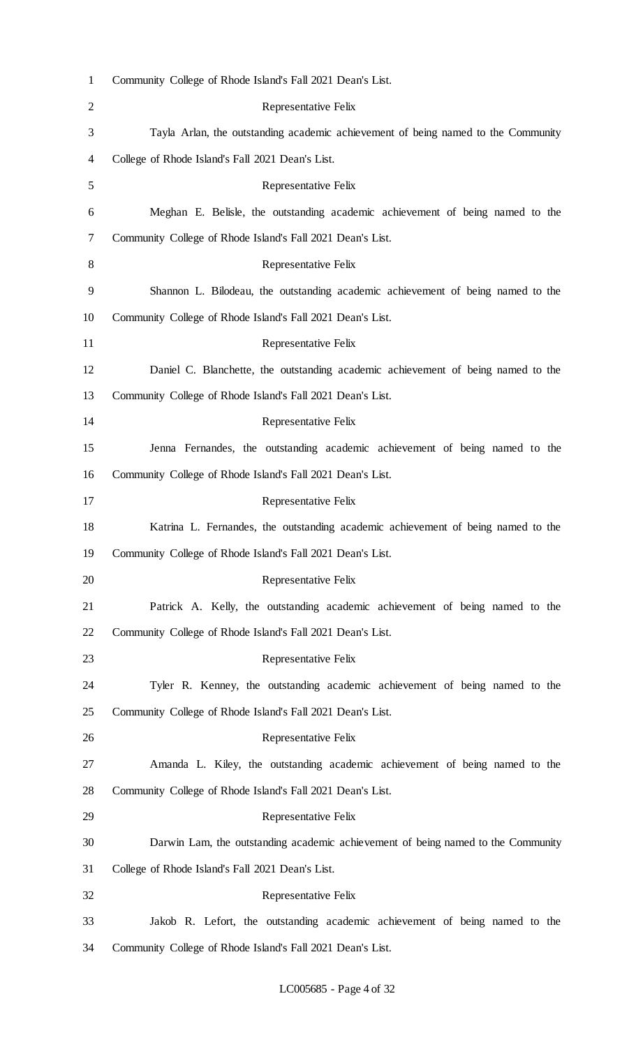Community College of Rhode Island's Fall 2021 Dean's List.

Representative Felix

Tayla Arlan, the outstanding academic achievement of being named to the Community College of Rhode Island's Fall 2021 Dean's List.

Representative Felix

Meghan E. Belisle, the outstanding academic achievement of being named to the Community College of Rhode Island's Fall 2021 Dean's List.

Representative Felix

Shannon L. Bilodeau, the outstanding academic achievement of being named to the Community College of Rhode Island's Fall 2021 Dean's List.

Representative Felix

Daniel C. Blanchette, the outstanding academic achievement of being named to the Community College of Rhode Island's Fall 2021 Dean's List.

Representative Felix

Jenna Fernandes, the outstanding academic achievement of being named to the Community College of Rhode Island's Fall 2021 Dean's List.

Representative Felix

Katrina L. Fernandes, the outstanding academic achievement of being named to the Community College of Rhode Island's Fall 2021 Dean's List.

Representative Felix

Patrick A. Kelly, the outstanding academic achievement of being named to the Community College of Rhode Island's Fall 2021 Dean's List.

Representative Felix

Tyler R. Kenney, the outstanding academic achievement of being named to the Community College of Rhode Island's Fall 2021 Dean's List.

Representative Felix

Amanda L. Kiley, the outstanding academic achievement of being named to the Community College of Rhode Island's Fall 2021 Dean's List.

Representative Felix

Darwin Lam, the outstanding academic achievement of being named to the Community College of Rhode Island's Fall 2021 Dean's List.

Representative Felix

Jakob R. Lefort, the outstanding academic achievement of being named to the Community College of Rhode Island's Fall 2021 Dean's List.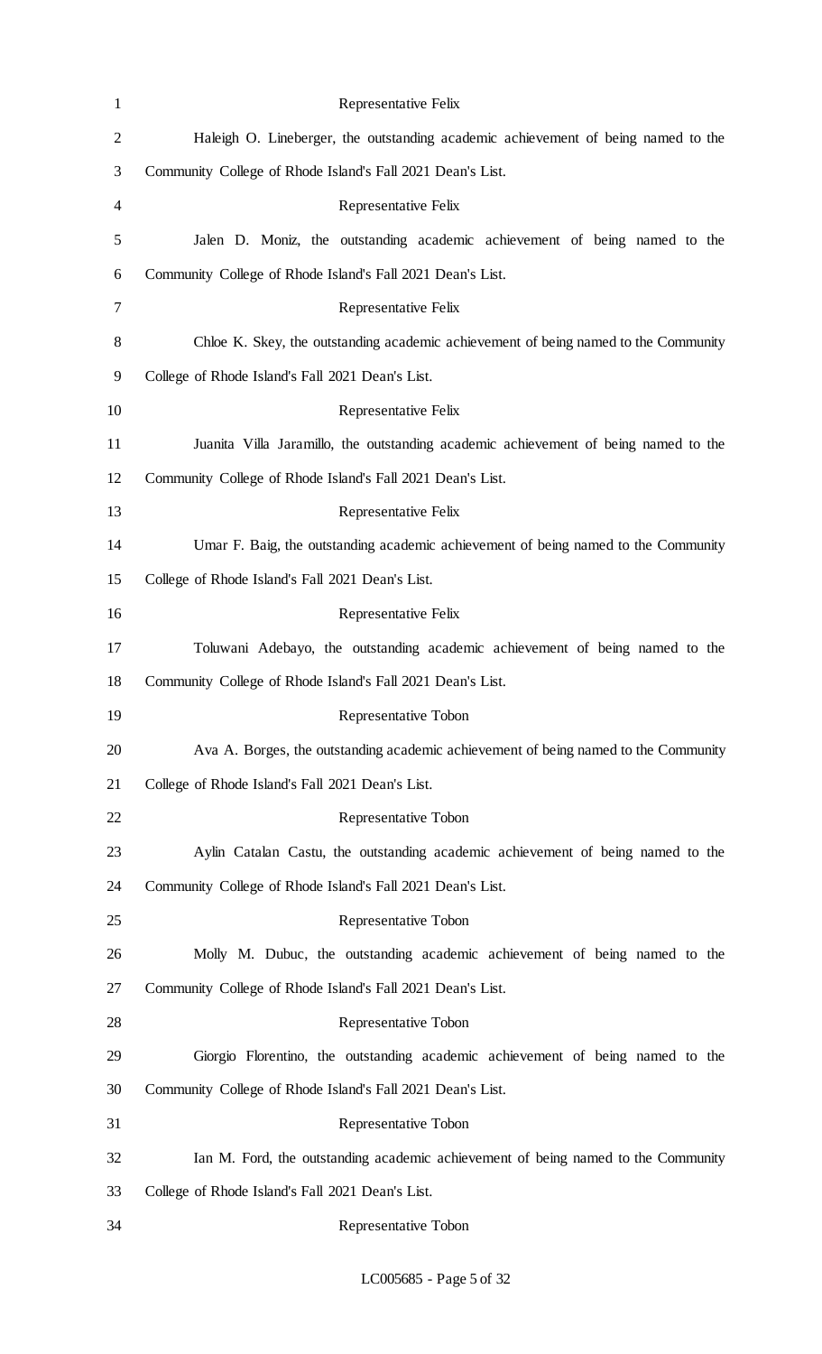Representative Felix

Haleigh O. Lineberger, the outstanding academic achievement of being named to the Community College of Rhode Island's Fall 2021 Dean's List.

Representative Felix

Jalen D. Moniz, the outstanding academic achievement of being named to the Community College of Rhode Island's Fall 2021 Dean's List.

Representative Felix

Chloe K. Skey, the outstanding academic achievement of being named to the Community College of Rhode Island's Fall 2021 Dean's List.

Representative Felix

Juanita Villa Jaramillo, the outstanding academic achievement of being named to the Community College of Rhode Island's Fall 2021 Dean's List.

Representative Felix

Umar F. Baig, the outstanding academic achievement of being named to the Community College of Rhode Island's Fall 2021 Dean's List.

Representative Felix

Toluwani Adebayo, the outstanding academic achievement of being named to the Community College of Rhode Island's Fall 2021 Dean's List.

Representative Tobon

Ava A. Borges, the outstanding academic achievement of being named to the Community College of Rhode Island's Fall 2021 Dean's List.

Representative Tobon

Aylin Catalan Castu, the outstanding academic achievement of being named to the Community College of Rhode Island's Fall 2021 Dean's List.

Representative Tobon

Molly M. Dubuc, the outstanding academic achievement of being named to the Community College of Rhode Island's Fall 2021 Dean's List.

Representative Tobon

Giorgio Florentino, the outstanding academic achievement of being named to the Community College of Rhode Island's Fall 2021 Dean's List.

Representative Tobon

Ian M. Ford, the outstanding academic achievement of being named to the Community College of Rhode Island's Fall 2021 Dean's List.

Representative Tobon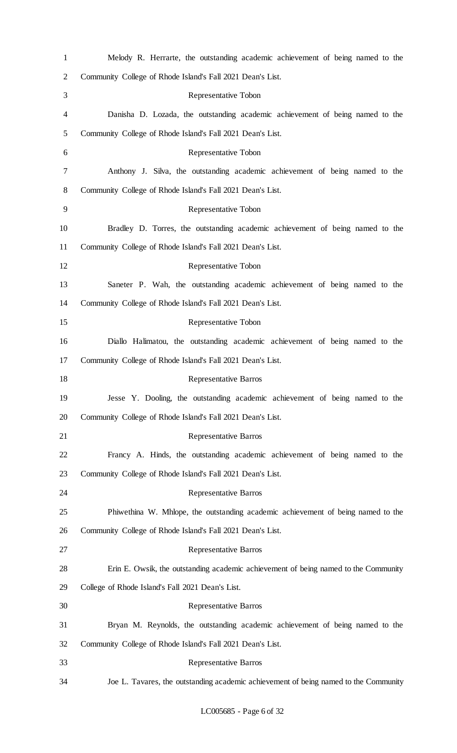Melody R. Herrarte, the outstanding academic achievement of being named to the Community College of Rhode Island's Fall 2021 Dean's List.

Representative Tobon

Danisha D. Lozada, the outstanding academic achievement of being named to the Community College of Rhode Island's Fall 2021 Dean's List.

Representative Tobon

Anthony J. Silva, the outstanding academic achievement of being named to the Community College of Rhode Island's Fall 2021 Dean's List.

Representative Tobon

Bradley D. Torres, the outstanding academic achievement of being named to the Community College of Rhode Island's Fall 2021 Dean's List.

Representative Tobon

Saneter P. Wah, the outstanding academic achievement of being named to the Community College of Rhode Island's Fall 2021 Dean's List.

Representative Tobon

Diallo Halimatou, the outstanding academic achievement of being named to the Community College of Rhode Island's Fall 2021 Dean's List.

Representative Barros

Jesse Y. Dooling, the outstanding academic achievement of being named to the Community College of Rhode Island's Fall 2021 Dean's List.

Representative Barros

Francy A. Hinds, the outstanding academic achievement of being named to the Community College of Rhode Island's Fall 2021 Dean's List.

Representative Barros

Phiwethina W. Mhlope, the outstanding academic achievement of being named to the Community College of Rhode Island's Fall 2021 Dean's List.

Representative Barros

Erin E. Owsik, the outstanding academic achievement of being named to the Community College of Rhode Island's Fall 2021 Dean's List.

Representative Barros

Bryan M. Reynolds, the outstanding academic achievement of being named to the Community College of Rhode Island's Fall 2021 Dean's List.

Representative Barros

Joe L. Tavares, the outstanding academic achievement of being named to the Community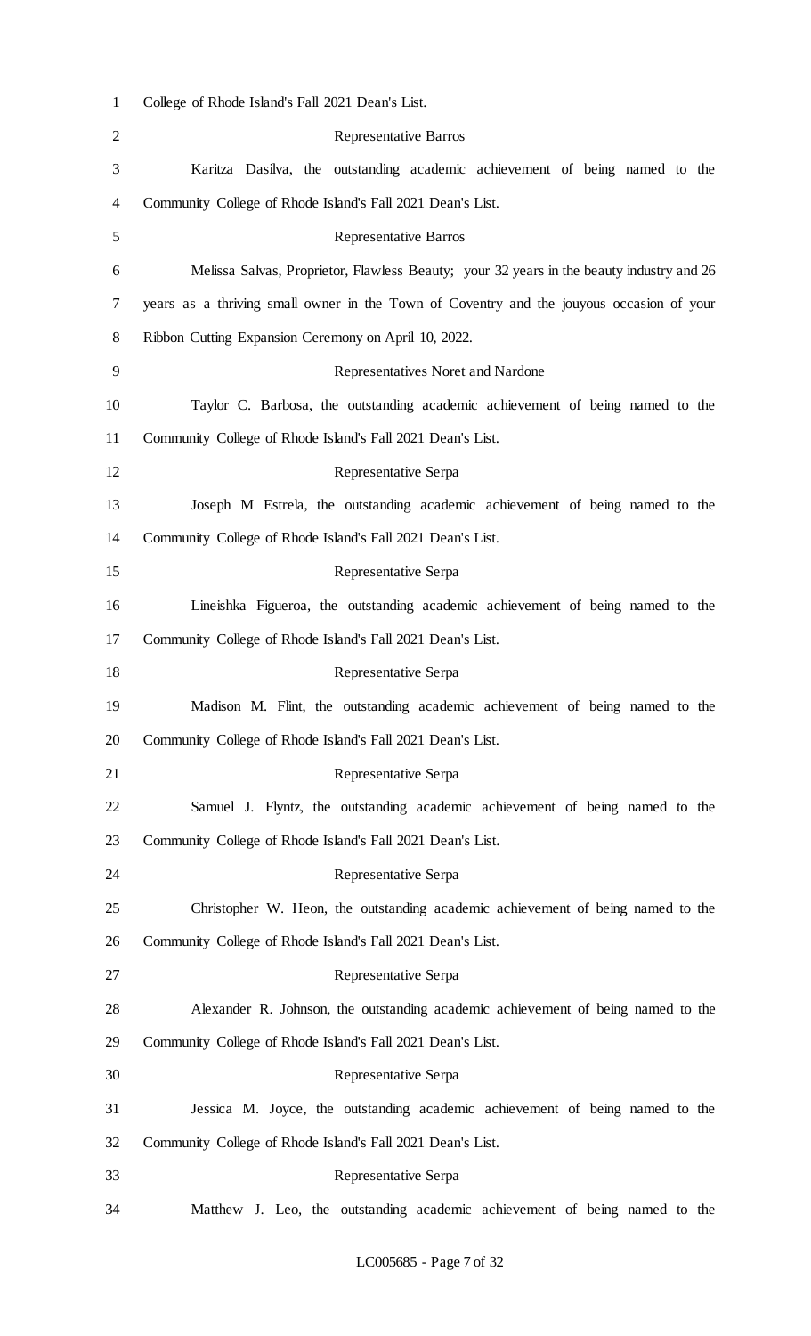College of Rhode Island's Fall 2021 Dean's List.

Representative Barros

Karitza Dasilva, the outstanding academic achievement of being named to the Community College of Rhode Island's Fall 2021 Dean's List.

Representative Barros

Melissa Salvas, Proprietor, Flawless Beauty; your 32 years in the beauty industry and 26 years as a thriving small owner in the Town of Coventry and the jouyous occasion of your Ribbon Cutting Expansion Ceremony on April 10, 2022.

Representatives Noret and Nardone

Taylor C. Barbosa, the outstanding academic achievement of being named to the Community College of Rhode Island's Fall 2021 Dean's List.

Representative Serpa

Joseph M Estrela, the outstanding academic achievement of being named to the Community College of Rhode Island's Fall 2021 Dean's List.

Representative Serpa

Lineishka Figueroa, the outstanding academic achievement of being named to the Community College of Rhode Island's Fall 2021 Dean's List.

Representative Serpa

Madison M. Flint, the outstanding academic achievement of being named to the Community College of Rhode Island's Fall 2021 Dean's List.

Representative Serpa

Samuel J. Flyntz, the outstanding academic achievement of being named to the Community College of Rhode Island's Fall 2021 Dean's List.

Representative Serpa

Christopher W. Heon, the outstanding academic achievement of being named to the Community College of Rhode Island's Fall 2021 Dean's List.

Representative Serpa

Alexander R. Johnson, the outstanding academic achievement of being named to the Community College of Rhode Island's Fall 2021 Dean's List.

Representative Serpa

Jessica M. Joyce, the outstanding academic achievement of being named to the Community College of Rhode Island's Fall 2021 Dean's List.

Representative Serpa

Matthew J. Leo, the outstanding academic achievement of being named to the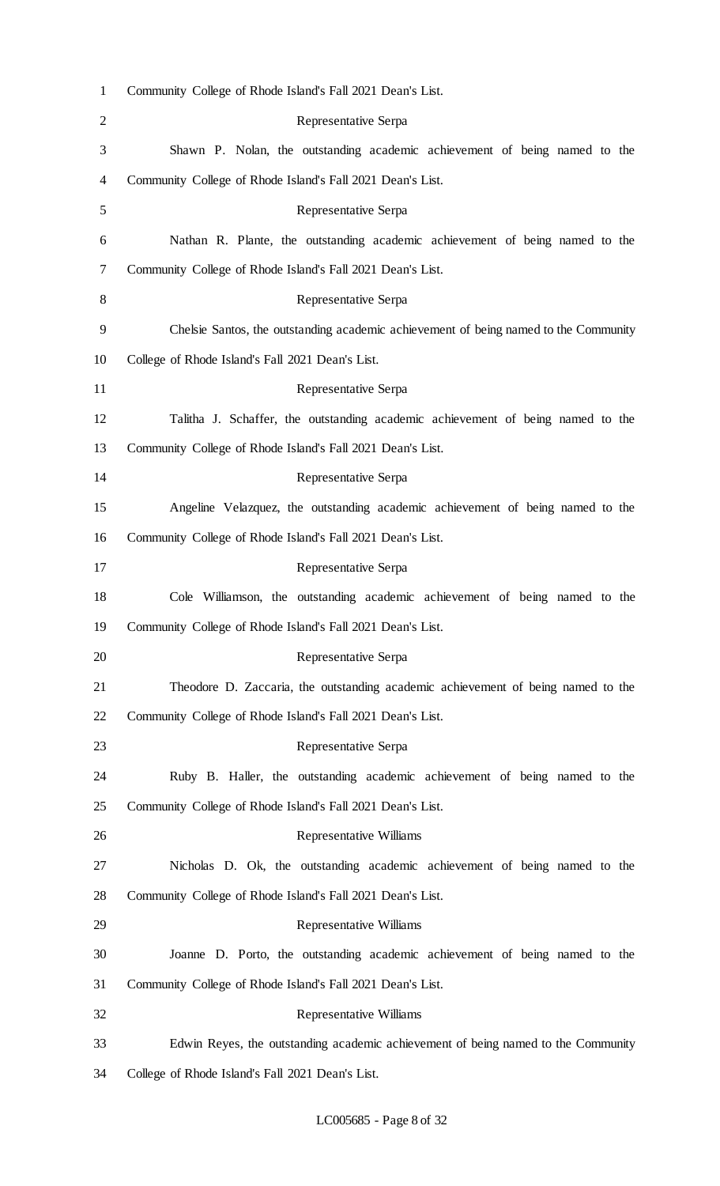Community College of Rhode Island's Fall 2021 Dean's List.

Representative Serpa

Shawn P. Nolan, the outstanding academic achievement of being named to the Community College of Rhode Island's Fall 2021 Dean's List.

Representative Serpa

Nathan R. Plante, the outstanding academic achievement of being named to the Community College of Rhode Island's Fall 2021 Dean's List.

Representative Serpa

Chelsie Santos, the outstanding academic achievement of being named to the Community College of Rhode Island's Fall 2021 Dean's List.

Representative Serpa

Talitha J. Schaffer, the outstanding academic achievement of being named to the Community College of Rhode Island's Fall 2021 Dean's List.

Representative Serpa

Angeline Velazquez, the outstanding academic achievement of being named to the Community College of Rhode Island's Fall 2021 Dean's List.

Representative Serpa

Cole Williamson, the outstanding academic achievement of being named to the Community College of Rhode Island's Fall 2021 Dean's List.

Representative Serpa

Theodore D. Zaccaria, the outstanding academic achievement of being named to the Community College of Rhode Island's Fall 2021 Dean's List.

Representative Serpa

Ruby B. Haller, the outstanding academic achievement of being named to the Community College of Rhode Island's Fall 2021 Dean's List.

Representative Williams

Nicholas D. Ok, the outstanding academic achievement of being named to the Community College of Rhode Island's Fall 2021 Dean's List.

Representative Williams

Joanne D. Porto, the outstanding academic achievement of being named to the Community College of Rhode Island's Fall 2021 Dean's List.

Representative Williams

Edwin Reyes, the outstanding academic achievement of being named to the Community College of Rhode Island's Fall 2021 Dean's List.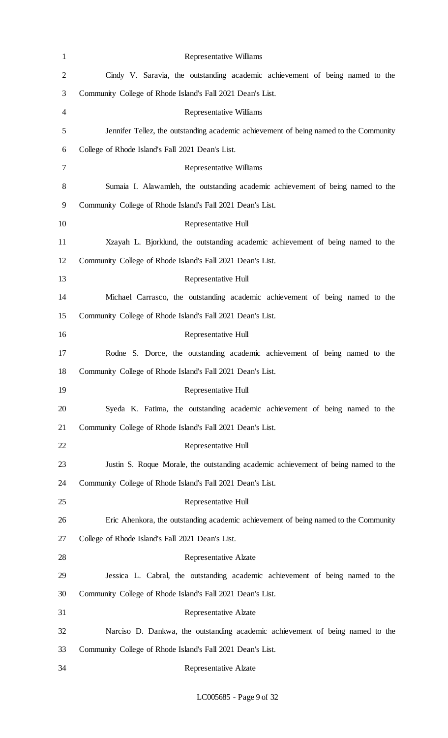Representative Williams

Cindy V. Saravia, the outstanding academic achievement of being named to the Community College of Rhode Island's Fall 2021 Dean's List.

Representative Williams

Jennifer Tellez, the outstanding academic achievement of being named to the Community College of Rhode Island's Fall 2021 Dean's List.

Representative Williams

Sumaia I. Alawamleh, the outstanding academic achievement of being named to the Community College of Rhode Island's Fall 2021 Dean's List.

Representative Hull

Xzayah L. Bjorklund, the outstanding academic achievement of being named to the Community College of Rhode Island's Fall 2021 Dean's List.

Representative Hull

Michael Carrasco, the outstanding academic achievement of being named to the Community College of Rhode Island's Fall 2021 Dean's List.

Representative Hull

Rodne S. Dorce, the outstanding academic achievement of being named to the Community College of Rhode Island's Fall 2021 Dean's List.

Representative Hull

Syeda K. Fatima, the outstanding academic achievement of being named to the Community College of Rhode Island's Fall 2021 Dean's List.

Representative Hull

Justin S. Roque Morale, the outstanding academic achievement of being named to the Community College of Rhode Island's Fall 2021 Dean's List.

Representative Hull

Eric Ahenkora, the outstanding academic achievement of being named to the Community College of Rhode Island's Fall 2021 Dean's List.

Representative Alzate

Jessica L. Cabral, the outstanding academic achievement of being named to the Community College of Rhode Island's Fall 2021 Dean's List.

Representative Alzate

Narciso D. Dankwa, the outstanding academic achievement of being named to the Community College of Rhode Island's Fall 2021 Dean's List.

Representative Alzate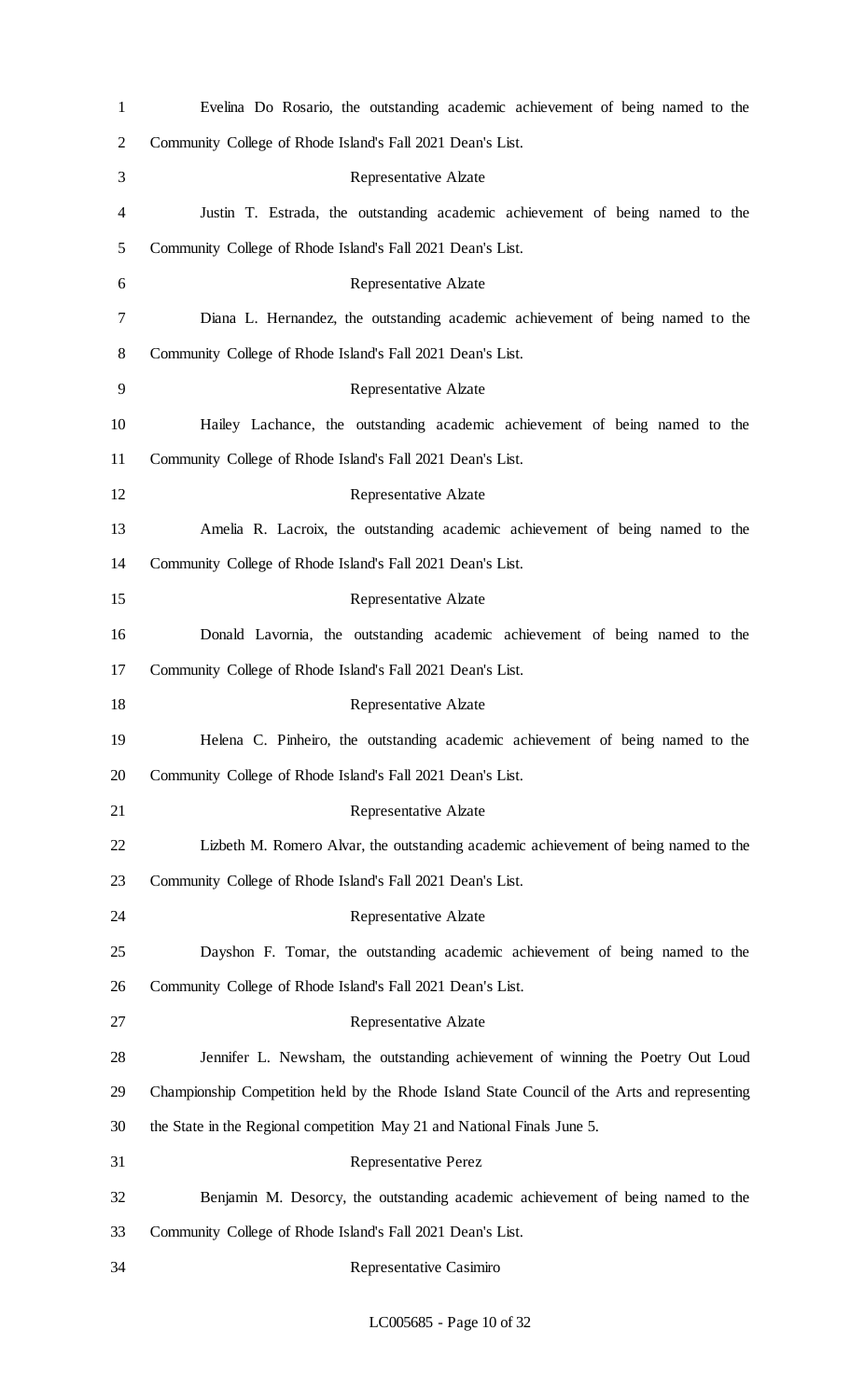Evelina Do Rosario, the outstanding academic achievement of being named to the Community College of Rhode Island's Fall 2021 Dean's List.

Representative Alzate

Justin T. Estrada, the outstanding academic achievement of being named to the Community College of Rhode Island's Fall 2021 Dean's List.

Representative Alzate

Diana L. Hernandez, the outstanding academic achievement of being named to the Community College of Rhode Island's Fall 2021 Dean's List.

Representative Alzate

Hailey Lachance, the outstanding academic achievement of being named to the Community College of Rhode Island's Fall 2021 Dean's List.

Representative Alzate

Amelia R. Lacroix, the outstanding academic achievement of being named to the Community College of Rhode Island's Fall 2021 Dean's List.

Representative Alzate

Donald Lavornia, the outstanding academic achievement of being named to the Community College of Rhode Island's Fall 2021 Dean's List.

Representative Alzate

Helena C. Pinheiro, the outstanding academic achievement of being named to the Community College of Rhode Island's Fall 2021 Dean's List.

Representative Alzate

Lizbeth M. Romero Alvar, the outstanding academic achievement of being named to the Community College of Rhode Island's Fall 2021 Dean's List.

Representative Alzate

Dayshon F. Tomar, the outstanding academic achievement of being named to the Community College of Rhode Island's Fall 2021 Dean's List.

Representative Alzate

Jennifer L. Newsham, the outstanding achievement of winning the Poetry Out Loud Championship Competition held by the Rhode Island State Council of the Arts and representing the State in the Regional competition May 21 and National Finals June 5.

Representative Perez

Benjamin M. Desorcy, the outstanding academic achievement of being named to the Community College of Rhode Island's Fall 2021 Dean's List.

Representative Casimiro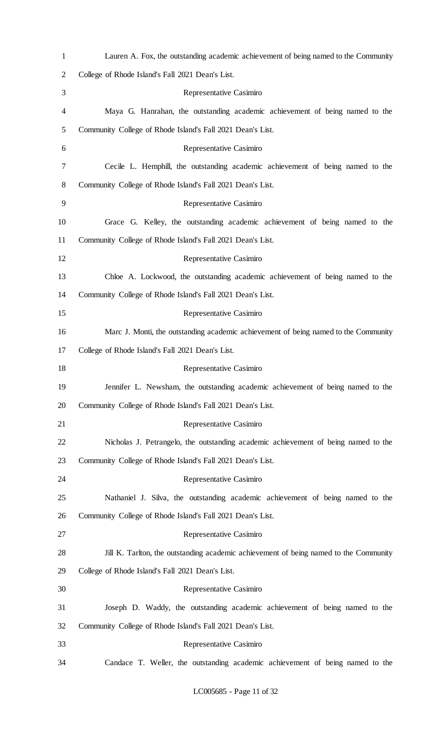Lauren A. Fox, the outstanding academic achievement of being named to the Community College of Rhode Island's Fall 2021 Dean's List.

Representative Casimiro

Maya G. Hanrahan, the outstanding academic achievement of being named to the Community College of Rhode Island's Fall 2021 Dean's List.

Representative Casimiro

Cecile L. Hemphill, the outstanding academic achievement of being named to the Community College of Rhode Island's Fall 2021 Dean's List.

Representative Casimiro

Grace G. Kelley, the outstanding academic achievement of being named to the Community College of Rhode Island's Fall 2021 Dean's List.

Representative Casimiro

Chloe A. Lockwood, the outstanding academic achievement of being named to the Community College of Rhode Island's Fall 2021 Dean's List.

Representative Casimiro

Marc J. Monti, the outstanding academic achievement of being named to the Community College of Rhode Island's Fall 2021 Dean's List.

Representative Casimiro

Jennifer L. Newsham, the outstanding academic achievement of being named to the Community College of Rhode Island's Fall 2021 Dean's List.

Representative Casimiro

Nicholas J. Petrangelo, the outstanding academic achievement of being named to the Community College of Rhode Island's Fall 2021 Dean's List.

Representative Casimiro

Nathaniel J. Silva, the outstanding academic achievement of being named to the Community College of Rhode Island's Fall 2021 Dean's List.

Representative Casimiro

Jill K. Tarlton, the outstanding academic achievement of being named to the Community College of Rhode Island's Fall 2021 Dean's List.

Representative Casimiro

Joseph D. Waddy, the outstanding academic achievement of being named to the Community College of Rhode Island's Fall 2021 Dean's List.

Representative Casimiro

Candace T. Weller, the outstanding academic achievement of being named to the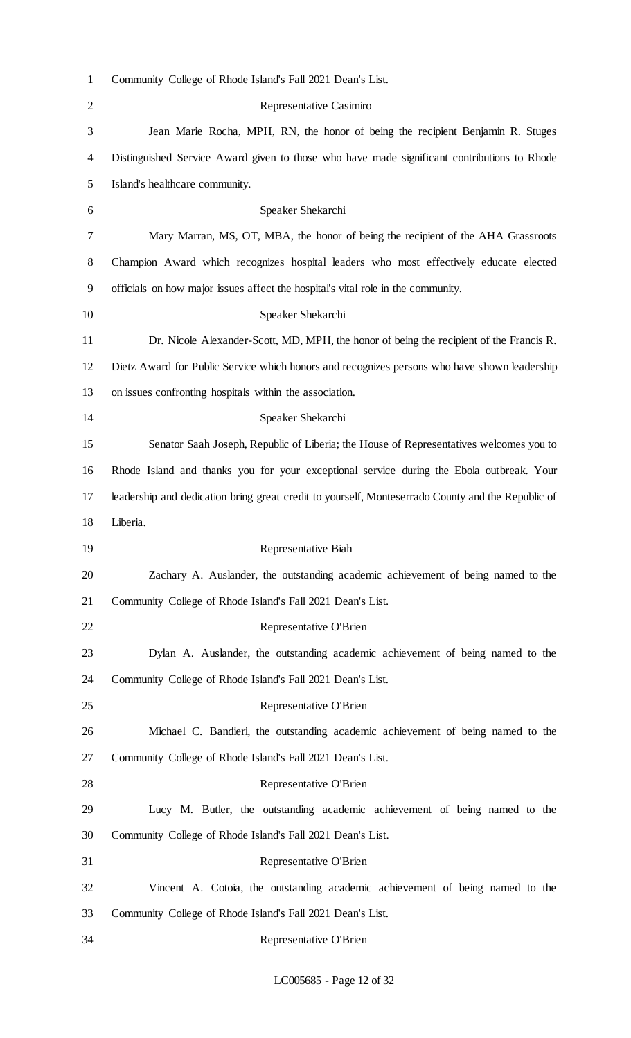Community College of Rhode Island's Fall 2021 Dean's List.

Representative Casimiro

Jean Marie Rocha, MPH, RN, the honor of being the recipient Benjamin R. Stuges Distinguished Service Award given to those who have made significant contributions to Rhode Island's healthcare community.

Speaker Shekarchi

Mary Marran, MS, OT, MBA, the honor of being the recipient of the AHA Grassroots Champion Award which recognizes hospital leaders who most effectively educate elected officials on how major issues affect the hospital's vital role in the community.

Speaker Shekarchi

Dr. Nicole Alexander-Scott, MD, MPH, the honor of being the recipient of the Francis R. Dietz Award for Public Service which honors and recognizes persons who have shown leadership on issues confronting hospitals within the association.

Speaker Shekarchi

Senator Saah Joseph, Republic of Liberia; the House of Representatives welcomes you to Rhode Island and thanks you for your exceptional service during the Ebola outbreak. Your leadership and dedication bring great credit to yourself, Monteserrado County and the Republic of Liberia.

Representative Biah

Zachary A. Auslander, the outstanding academic achievement of being named to the Community College of Rhode Island's Fall 2021 Dean's List.

Representative O'Brien

Dylan A. Auslander, the outstanding academic achievement of being named to the Community College of Rhode Island's Fall 2021 Dean's List.

Representative O'Brien

Michael C. Bandieri, the outstanding academic achievement of being named to the Community College of Rhode Island's Fall 2021 Dean's List.

Representative O'Brien

Lucy M. Butler, the outstanding academic achievement of being named to the Community College of Rhode Island's Fall 2021 Dean's List.

Representative O'Brien

Vincent A. Cotoia, the outstanding academic achievement of being named to the Community College of Rhode Island's Fall 2021 Dean's List.

Representative O'Brien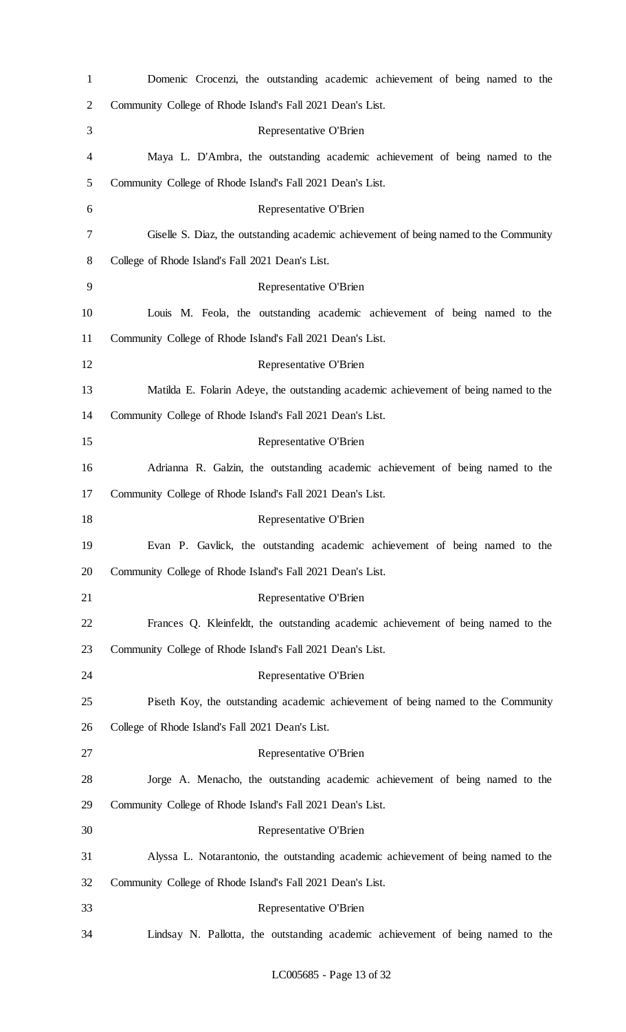Domenic Crocenzi, the outstanding academic achievement of being named to the Community College of Rhode Island's Fall 2021 Dean's List.

Representative O'Brien

Maya L. D'Ambra, the outstanding academic achievement of being named to the Community College of Rhode Island's Fall 2021 Dean's List.

Representative O'Brien

Giselle S. Diaz, the outstanding academic achievement of being named to the Community College of Rhode Island's Fall 2021 Dean's List.

Representative O'Brien

Louis M. Feola, the outstanding academic achievement of being named to the Community College of Rhode Island's Fall 2021 Dean's List.

Representative O'Brien

Matilda E. Folarin Adeye, the outstanding academic achievement of being named to the Community College of Rhode Island's Fall 2021 Dean's List.

Representative O'Brien

Adrianna R. Galzin, the outstanding academic achievement of being named to the Community College of Rhode Island's Fall 2021 Dean's List.

Representative O'Brien

Evan P. Gavlick, the outstanding academic achievement of being named to the Community College of Rhode Island's Fall 2021 Dean's List.

Representative O'Brien

Frances Q. Kleinfeldt, the outstanding academic achievement of being named to the Community College of Rhode Island's Fall 2021 Dean's List.

Representative O'Brien

Piseth Koy, the outstanding academic achievement of being named to the Community College of Rhode Island's Fall 2021 Dean's List.

Representative O'Brien

Jorge A. Menacho, the outstanding academic achievement of being named to the Community College of Rhode Island's Fall 2021 Dean's List.

Representative O'Brien

Alyssa L. Notarantonio, the outstanding academic achievement of being named to the Community College of Rhode Island's Fall 2021 Dean's List.

Representative O'Brien

Lindsay N. Pallotta, the outstanding academic achievement of being named to the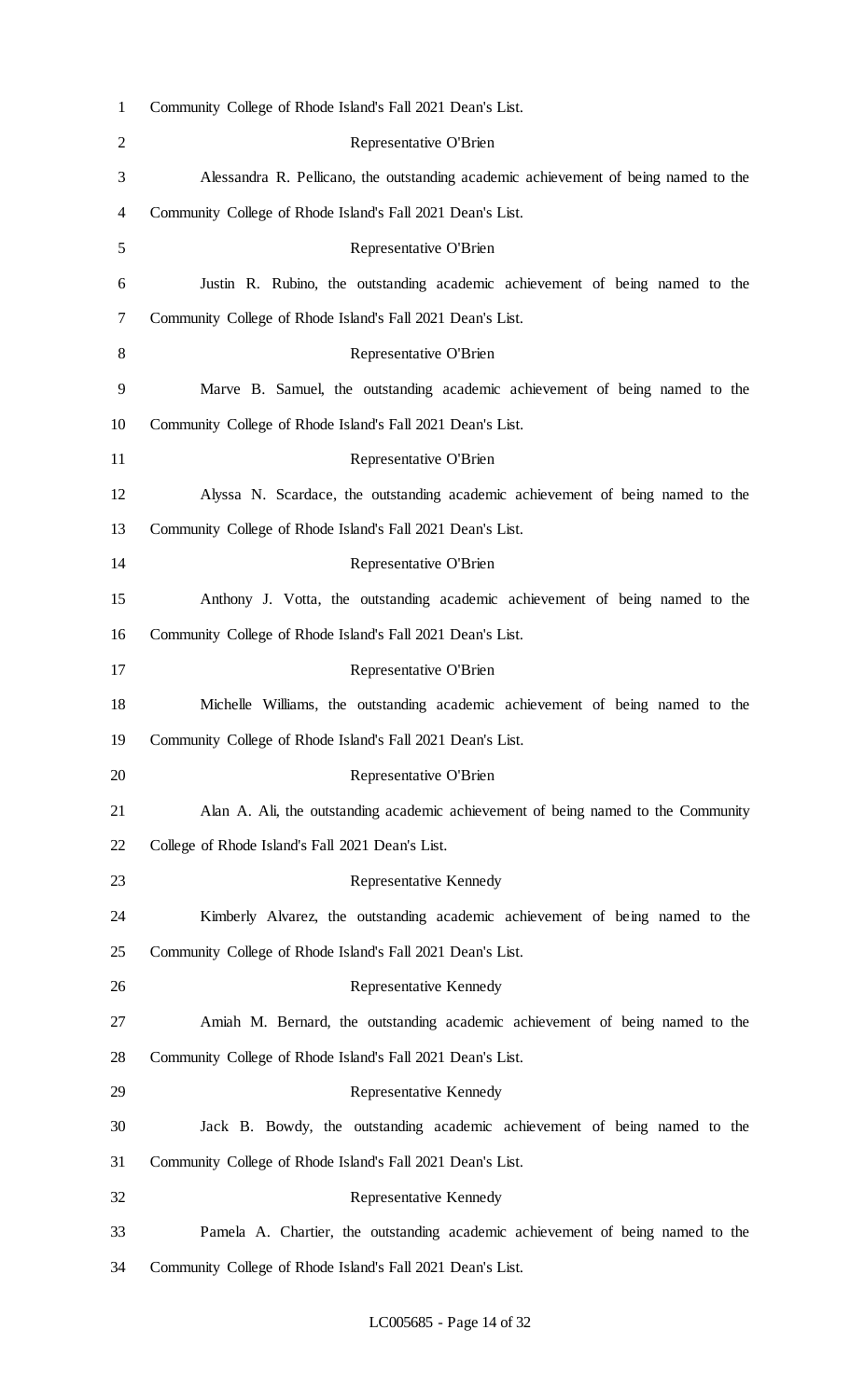Community College of Rhode Island's Fall 2021 Dean's List.

Representative O'Brien

Alessandra R. Pellicano, the outstanding academic achievement of being named to the Community College of Rhode Island's Fall 2021 Dean's List.

Representative O'Brien

Justin R. Rubino, the outstanding academic achievement of being named to the Community College of Rhode Island's Fall 2021 Dean's List.

Representative O'Brien

Marve B. Samuel, the outstanding academic achievement of being named to the Community College of Rhode Island's Fall 2021 Dean's List.

Representative O'Brien

Alyssa N. Scardace, the outstanding academic achievement of being named to the Community College of Rhode Island's Fall 2021 Dean's List.

Representative O'Brien

Anthony J. Votta, the outstanding academic achievement of being named to the Community College of Rhode Island's Fall 2021 Dean's List.

Representative O'Brien

Michelle Williams, the outstanding academic achievement of being named to the Community College of Rhode Island's Fall 2021 Dean's List.

Representative O'Brien

Alan A. Ali, the outstanding academic achievement of being named to the Community College of Rhode Island's Fall 2021 Dean's List.

Representative Kennedy

Kimberly Alvarez, the outstanding academic achievement of being named to the Community College of Rhode Island's Fall 2021 Dean's List.

Representative Kennedy

Amiah M. Bernard, the outstanding academic achievement of being named to the Community College of Rhode Island's Fall 2021 Dean's List.

Representative Kennedy

Jack B. Bowdy, the outstanding academic achievement of being named to the Community College of Rhode Island's Fall 2021 Dean's List.

Representative Kennedy

Pamela A. Chartier, the outstanding academic achievement of being named to the Community College of Rhode Island's Fall 2021 Dean's List.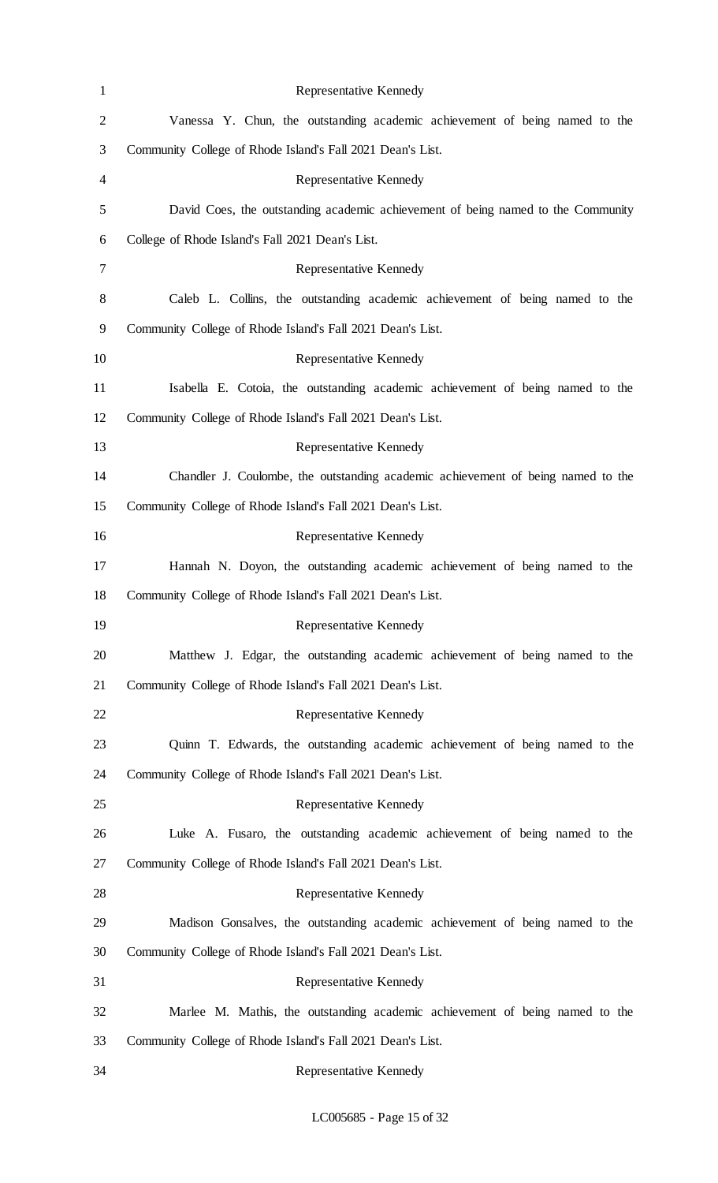Representative Kennedy

Vanessa Y. Chun, the outstanding academic achievement of being named to the Community College of Rhode Island's Fall 2021 Dean's List.

Representative Kennedy

David Coes, the outstanding academic achievement of being named to the Community College of Rhode Island's Fall 2021 Dean's List.

Representative Kennedy

Caleb L. Collins, the outstanding academic achievement of being named to the Community College of Rhode Island's Fall 2021 Dean's List.

Representative Kennedy

Isabella E. Cotoia, the outstanding academic achievement of being named to the Community College of Rhode Island's Fall 2021 Dean's List.

Representative Kennedy

Chandler J. Coulombe, the outstanding academic achievement of being named to the Community College of Rhode Island's Fall 2021 Dean's List.

Representative Kennedy

Hannah N. Doyon, the outstanding academic achievement of being named to the Community College of Rhode Island's Fall 2021 Dean's List.

Representative Kennedy

Matthew J. Edgar, the outstanding academic achievement of being named to the Community College of Rhode Island's Fall 2021 Dean's List.

Representative Kennedy

Quinn T. Edwards, the outstanding academic achievement of being named to the Community College of Rhode Island's Fall 2021 Dean's List.

Representative Kennedy

Luke A. Fusaro, the outstanding academic achievement of being named to the Community College of Rhode Island's Fall 2021 Dean's List.

Representative Kennedy

Madison Gonsalves, the outstanding academic achievement of being named to the Community College of Rhode Island's Fall 2021 Dean's List.

Representative Kennedy

Marlee M. Mathis, the outstanding academic achievement of being named to the Community College of Rhode Island's Fall 2021 Dean's List.

Representative Kennedy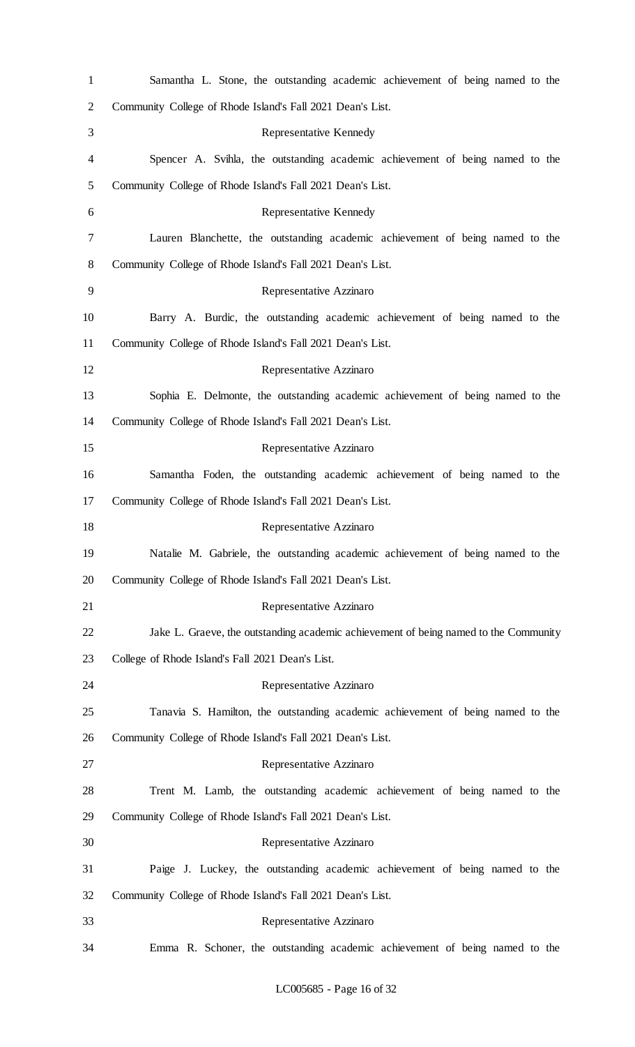Samantha L. Stone, the outstanding academic achievement of being named to the Community College of Rhode Island's Fall 2021 Dean's List.

Representative Kennedy

Spencer A. Svihla, the outstanding academic achievement of being named to the Community College of Rhode Island's Fall 2021 Dean's List.

Representative Kennedy

Lauren Blanchette, the outstanding academic achievement of being named to the Community College of Rhode Island's Fall 2021 Dean's List.

Representative Azzinaro

Barry A. Burdic, the outstanding academic achievement of being named to the Community College of Rhode Island's Fall 2021 Dean's List.

Representative Azzinaro

Sophia E. Delmonte, the outstanding academic achievement of being named to the Community College of Rhode Island's Fall 2021 Dean's List.

Representative Azzinaro

Samantha Foden, the outstanding academic achievement of being named to the Community College of Rhode Island's Fall 2021 Dean's List.

Representative Azzinaro

Natalie M. Gabriele, the outstanding academic achievement of being named to the Community College of Rhode Island's Fall 2021 Dean's List.

Representative Azzinaro

Jake L. Graeve, the outstanding academic achievement of being named to the Community College of Rhode Island's Fall 2021 Dean's List.

Representative Azzinaro

Tanavia S. Hamilton, the outstanding academic achievement of being named to the Community College of Rhode Island's Fall 2021 Dean's List.

Representative Azzinaro

Trent M. Lamb, the outstanding academic achievement of being named to the Community College of Rhode Island's Fall 2021 Dean's List.

Representative Azzinaro

Paige J. Luckey, the outstanding academic achievement of being named to the Community College of Rhode Island's Fall 2021 Dean's List.

Representative Azzinaro

Emma R. Schoner, the outstanding academic achievement of being named to the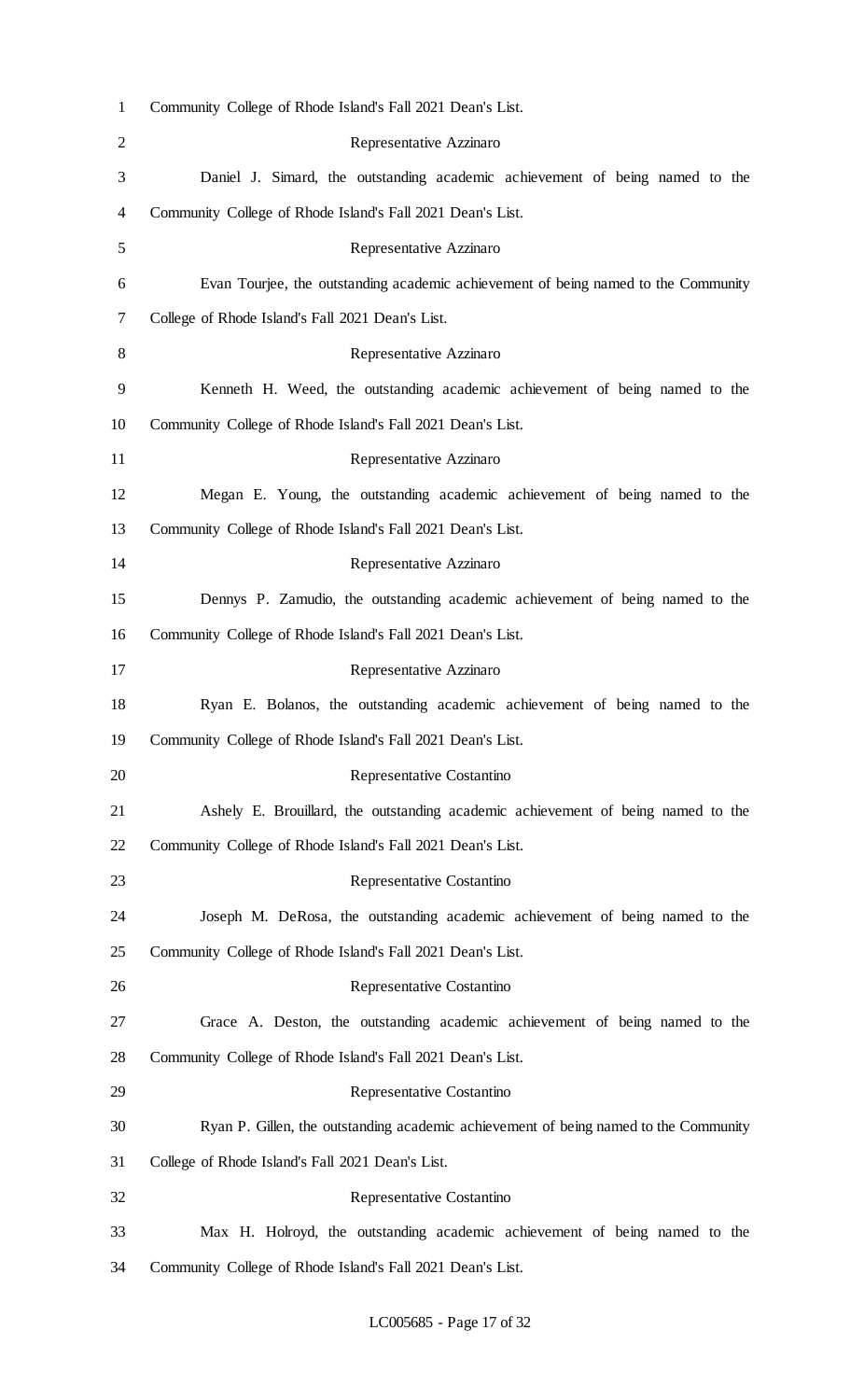Community College of Rhode Island's Fall 2021 Dean's List.

Representative Azzinaro

Daniel J. Simard, the outstanding academic achievement of being named to the Community College of Rhode Island's Fall 2021 Dean's List.

Representative Azzinaro

Evan Tourjee, the outstanding academic achievement of being named to the Community College of Rhode Island's Fall 2021 Dean's List.

Representative Azzinaro

Kenneth H. Weed, the outstanding academic achievement of being named to the Community College of Rhode Island's Fall 2021 Dean's List.

Representative Azzinaro

Megan E. Young, the outstanding academic achievement of being named to the Community College of Rhode Island's Fall 2021 Dean's List.

Representative Azzinaro

Dennys P. Zamudio, the outstanding academic achievement of being named to the Community College of Rhode Island's Fall 2021 Dean's List.

Representative Azzinaro

Ryan E. Bolanos, the outstanding academic achievement of being named to the Community College of Rhode Island's Fall 2021 Dean's List.

Representative Costantino

Ashely E. Brouillard, the outstanding academic achievement of being named to the Community College of Rhode Island's Fall 2021 Dean's List.

Representative Costantino

Joseph M. DeRosa, the outstanding academic achievement of being named to the Community College of Rhode Island's Fall 2021 Dean's List.

Representative Costantino

Grace A. Deston, the outstanding academic achievement of being named to the Community College of Rhode Island's Fall 2021 Dean's List.

Representative Costantino

Ryan P. Gillen, the outstanding academic achievement of being named to the Community College of Rhode Island's Fall 2021 Dean's List.

Representative Costantino

Max H. Holroyd, the outstanding academic achievement of being named to the Community College of Rhode Island's Fall 2021 Dean's List.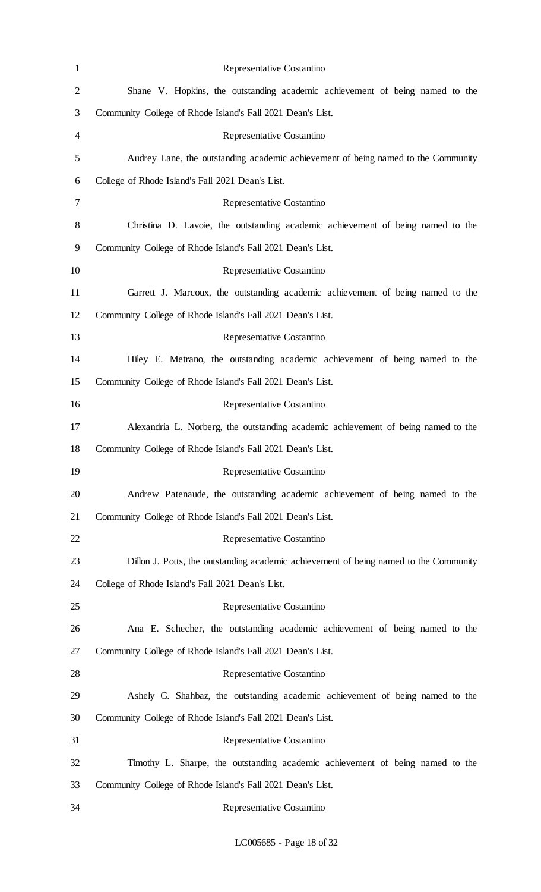Representative Costantino

Shane V. Hopkins, the outstanding academic achievement of being named to the Community College of Rhode Island's Fall 2021 Dean's List.

Representative Costantino

Audrey Lane, the outstanding academic achievement of being named to the Community College of Rhode Island's Fall 2021 Dean's List.

Representative Costantino

Christina D. Lavoie, the outstanding academic achievement of being named to the Community College of Rhode Island's Fall 2021 Dean's List.

Representative Costantino

Garrett J. Marcoux, the outstanding academic achievement of being named to the Community College of Rhode Island's Fall 2021 Dean's List.

Representative Costantino

Hiley E. Metrano, the outstanding academic achievement of being named to the Community College of Rhode Island's Fall 2021 Dean's List.

Representative Costantino

Alexandria L. Norberg, the outstanding academic achievement of being named to the Community College of Rhode Island's Fall 2021 Dean's List.

Representative Costantino

Andrew Patenaude, the outstanding academic achievement of being named to the Community College of Rhode Island's Fall 2021 Dean's List.

Representative Costantino

Dillon J. Potts, the outstanding academic achievement of being named to the Community College of Rhode Island's Fall 2021 Dean's List.

Representative Costantino

Ana E. Schecher, the outstanding academic achievement of being named to the Community College of Rhode Island's Fall 2021 Dean's List.

Representative Costantino

Ashely G. Shahbaz, the outstanding academic achievement of being named to the Community College of Rhode Island's Fall 2021 Dean's List.

Representative Costantino

Timothy L. Sharpe, the outstanding academic achievement of being named to the Community College of Rhode Island's Fall 2021 Dean's List.

Representative Costantino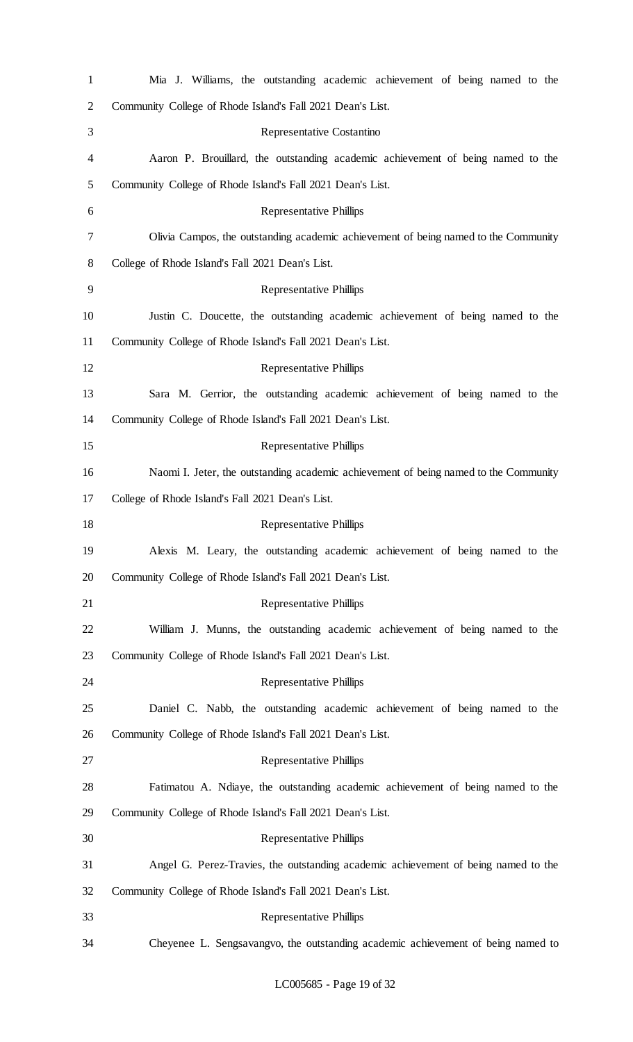Mia J. Williams, the outstanding academic achievement of being named to the Community College of Rhode Island's Fall 2021 Dean's List.

Representative Costantino

Aaron P. Brouillard, the outstanding academic achievement of being named to the Community College of Rhode Island's Fall 2021 Dean's List.

Representative Phillips

Olivia Campos, the outstanding academic achievement of being named to the Community College of Rhode Island's Fall 2021 Dean's List.

Representative Phillips

Justin C. Doucette, the outstanding academic achievement of being named to the Community College of Rhode Island's Fall 2021 Dean's List.

Representative Phillips

Sara M. Gerrior, the outstanding academic achievement of being named to the Community College of Rhode Island's Fall 2021 Dean's List.

Representative Phillips

Naomi I. Jeter, the outstanding academic achievement of being named to the Community College of Rhode Island's Fall 2021 Dean's List.

Representative Phillips

Alexis M. Leary, the outstanding academic achievement of being named to the Community College of Rhode Island's Fall 2021 Dean's List.

Representative Phillips

William J. Munns, the outstanding academic achievement of being named to the Community College of Rhode Island's Fall 2021 Dean's List.

Representative Phillips

Daniel C. Nabb, the outstanding academic achievement of being named to the Community College of Rhode Island's Fall 2021 Dean's List.

Representative Phillips

Fatimatou A. Ndiaye, the outstanding academic achievement of being named to the Community College of Rhode Island's Fall 2021 Dean's List.

Representative Phillips

Angel G. Perez-Travies, the outstanding academic achievement of being named to the Community College of Rhode Island's Fall 2021 Dean's List.

Representative Phillips

Cheyenee L. Sengsavangvo, the outstanding academic achievement of being named to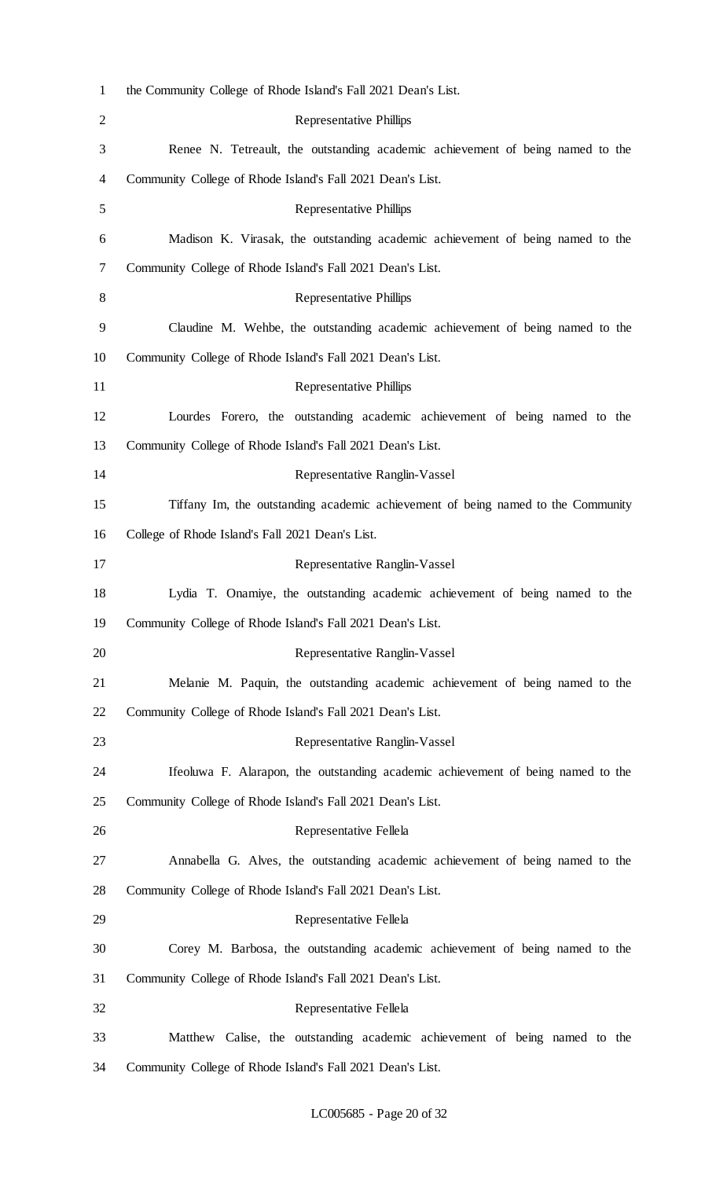the Community College of Rhode Island's Fall 2021 Dean's List.

Representative Phillips

Renee N. Tetreault, the outstanding academic achievement of being named to the Community College of Rhode Island's Fall 2021 Dean's List.

Representative Phillips

Madison K. Virasak, the outstanding academic achievement of being named to the Community College of Rhode Island's Fall 2021 Dean's List.

Representative Phillips

Claudine M. Wehbe, the outstanding academic achievement of being named to the Community College of Rhode Island's Fall 2021 Dean's List.

Representative Phillips

Lourdes Forero, the outstanding academic achievement of being named to the Community College of Rhode Island's Fall 2021 Dean's List.

Representative Ranglin-Vassel

Tiffany Im, the outstanding academic achievement of being named to the Community College of Rhode Island's Fall 2021 Dean's List.

Representative Ranglin-Vassel

Lydia T. Onamiye, the outstanding academic achievement of being named to the Community College of Rhode Island's Fall 2021 Dean's List.

Representative Ranglin-Vassel

Melanie M. Paquin, the outstanding academic achievement of being named to the Community College of Rhode Island's Fall 2021 Dean's List.

Representative Ranglin-Vassel

Ifeoluwa F. Alarapon, the outstanding academic achievement of being named to the Community College of Rhode Island's Fall 2021 Dean's List.

Representative Fellela

Annabella G. Alves, the outstanding academic achievement of being named to the Community College of Rhode Island's Fall 2021 Dean's List.

Representative Fellela

Corey M. Barbosa, the outstanding academic achievement of being named to the Community College of Rhode Island's Fall 2021 Dean's List.

Representative Fellela

Matthew Calise, the outstanding academic achievement of being named to the Community College of Rhode Island's Fall 2021 Dean's List.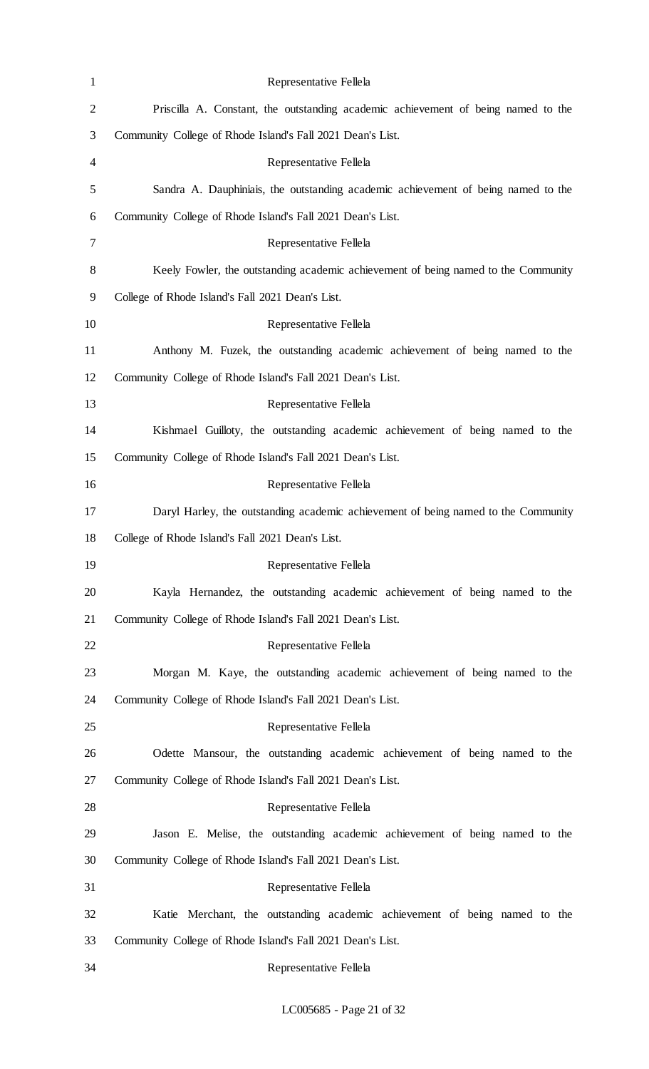Representative Fellela

Priscilla A. Constant, the outstanding academic achievement of being named to the Community College of Rhode Island's Fall 2021 Dean's List.

Representative Fellela

Sandra A. Dauphiniais, the outstanding academic achievement of being named to the Community College of Rhode Island's Fall 2021 Dean's List.

Representative Fellela

Keely Fowler, the outstanding academic achievement of being named to the Community College of Rhode Island's Fall 2021 Dean's List.

Representative Fellela

Anthony M. Fuzek, the outstanding academic achievement of being named to the Community College of Rhode Island's Fall 2021 Dean's List.

Representative Fellela

Kishmael Guilloty, the outstanding academic achievement of being named to the Community College of Rhode Island's Fall 2021 Dean's List.

Representative Fellela

Daryl Harley, the outstanding academic achievement of being named to the Community College of Rhode Island's Fall 2021 Dean's List.

Representative Fellela

Kayla Hernandez, the outstanding academic achievement of being named to the Community College of Rhode Island's Fall 2021 Dean's List.

Representative Fellela

Morgan M. Kaye, the outstanding academic achievement of being named to the Community College of Rhode Island's Fall 2021 Dean's List.

Representative Fellela

Odette Mansour, the outstanding academic achievement of being named to the Community College of Rhode Island's Fall 2021 Dean's List.

Representative Fellela

Jason E. Melise, the outstanding academic achievement of being named to the Community College of Rhode Island's Fall 2021 Dean's List.

Representative Fellela

Katie Merchant, the outstanding academic achievement of being named to the Community College of Rhode Island's Fall 2021 Dean's List.

Representative Fellela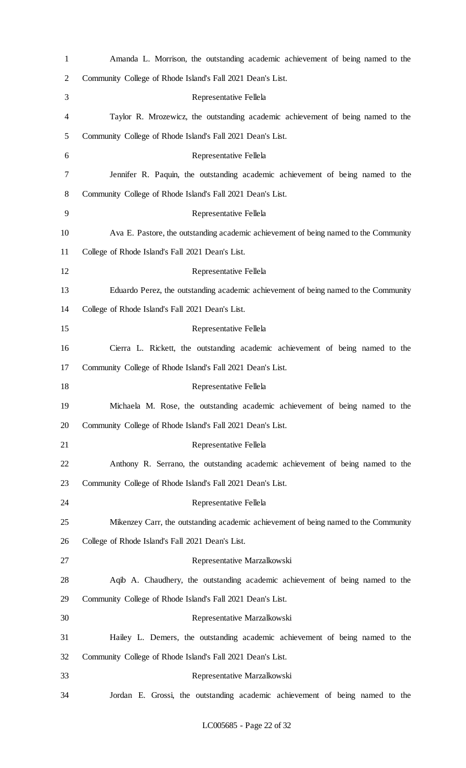Amanda L. Morrison, the outstanding academic achievement of being named to the Community College of Rhode Island's Fall 2021 Dean's List.

Representative Fellela

Taylor R. Mrozewicz, the outstanding academic achievement of being named to the Community College of Rhode Island's Fall 2021 Dean's List.

Representative Fellela

Jennifer R. Paquin, the outstanding academic achievement of being named to the Community College of Rhode Island's Fall 2021 Dean's List.

Representative Fellela

Ava E. Pastore, the outstanding academic achievement of being named to the Community College of Rhode Island's Fall 2021 Dean's List.

Representative Fellela

Eduardo Perez, the outstanding academic achievement of being named to the Community College of Rhode Island's Fall 2021 Dean's List.

Representative Fellela

Cierra L. Rickett, the outstanding academic achievement of being named to the Community College of Rhode Island's Fall 2021 Dean's List.

Representative Fellela

Michaela M. Rose, the outstanding academic achievement of being named to the Community College of Rhode Island's Fall 2021 Dean's List.

Representative Fellela

Anthony R. Serrano, the outstanding academic achievement of being named to the Community College of Rhode Island's Fall 2021 Dean's List.

Representative Fellela

Mikenzey Carr, the outstanding academic achievement of being named to the Community College of Rhode Island's Fall 2021 Dean's List.

Representative Marzalkowski

Aqib A. Chaudhery, the outstanding academic achievement of being named to the Community College of Rhode Island's Fall 2021 Dean's List.

Representative Marzalkowski

Hailey L. Demers, the outstanding academic achievement of being named to the Community College of Rhode Island's Fall 2021 Dean's List.

Representative Marzalkowski

Jordan E. Grossi, the outstanding academic achievement of being named to the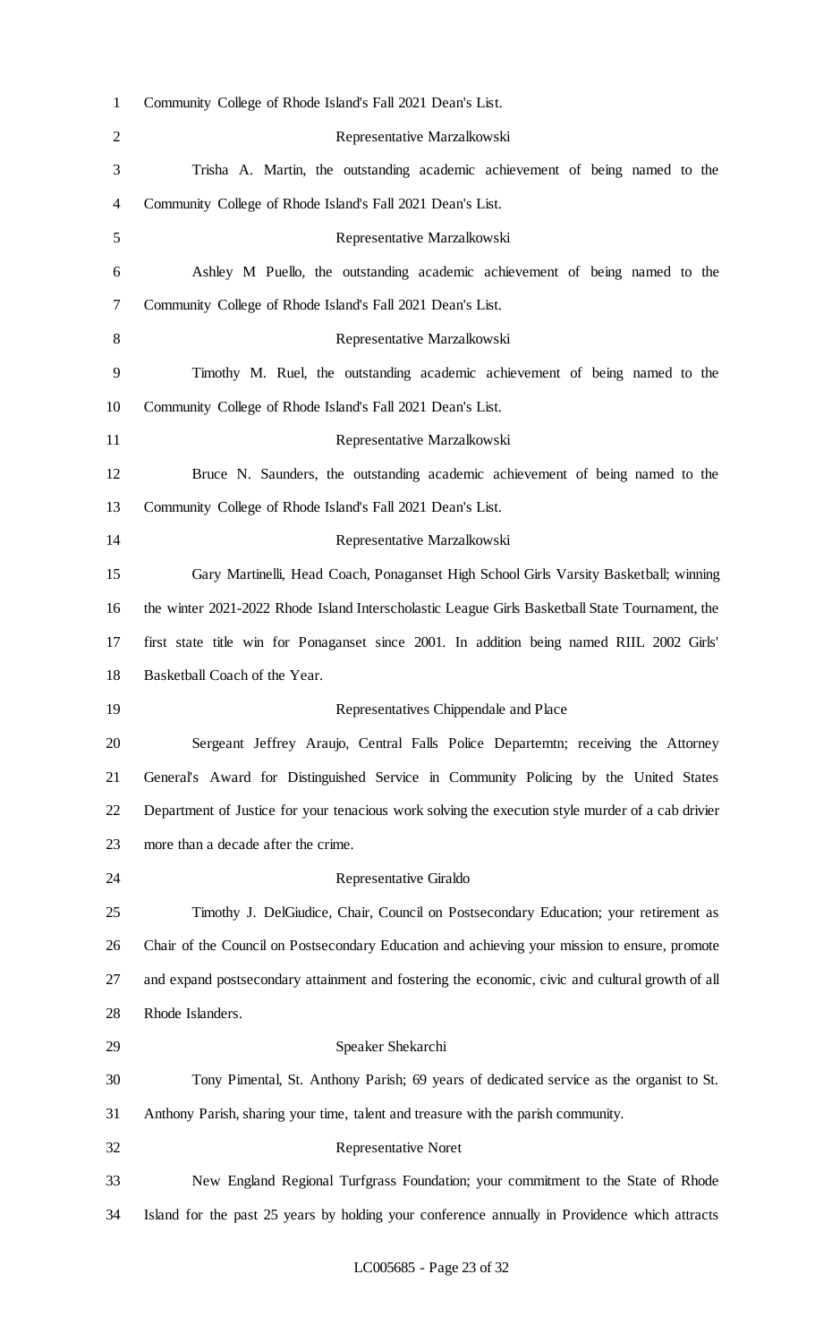Community College of Rhode Island's Fall 2021 Dean's List.

Representative Marzalkowski

Trisha A. Martin, the outstanding academic achievement of being named to the Community College of Rhode Island's Fall 2021 Dean's List.

Representative Marzalkowski

Ashley M Puello, the outstanding academic achievement of being named to the Community College of Rhode Island's Fall 2021 Dean's List.

Representative Marzalkowski

Timothy M. Ruel, the outstanding academic achievement of being named to the Community College of Rhode Island's Fall 2021 Dean's List.

Representative Marzalkowski

Bruce N. Saunders, the outstanding academic achievement of being named to the Community College of Rhode Island's Fall 2021 Dean's List.

Representative Marzalkowski

Gary Martinelli, Head Coach, Ponaganset High School Girls Varsity Basketball; winning the winter 2021-2022 Rhode Island Interscholastic League Girls Basketball State Tournament, the first state title win for Ponaganset since 2001. In addition being named RIIL 2002 Girls' Basketball Coach of the Year.

Representatives Chippendale and Place

Sergeant Jeffrey Araujo, Central Falls Police Departemtn; receiving the Attorney General's Award for Distinguished Service in Community Policing by the United States Department of Justice for your tenacious work solving the execution style murder of a cab drivier more than a decade after the crime.

Representative Giraldo

Timothy J. DelGiudice, Chair, Council on Postsecondary Education; your retirement as Chair of the Council on Postsecondary Education and achieving your mission to ensure, promote and expand postsecondary attainment and fostering the economic, civic and cultural growth of all Rhode Islanders.

Speaker Shekarchi

Tony Pimental, St. Anthony Parish; 69 years of dedicated service as the organist to St. Anthony Parish, sharing your time, talent and treasure with the parish community.

Representative Noret

New England Regional Turfgrass Foundation; your commitment to the State of Rhode Island for the past 25 years by holding your conference annually in Providence which attracts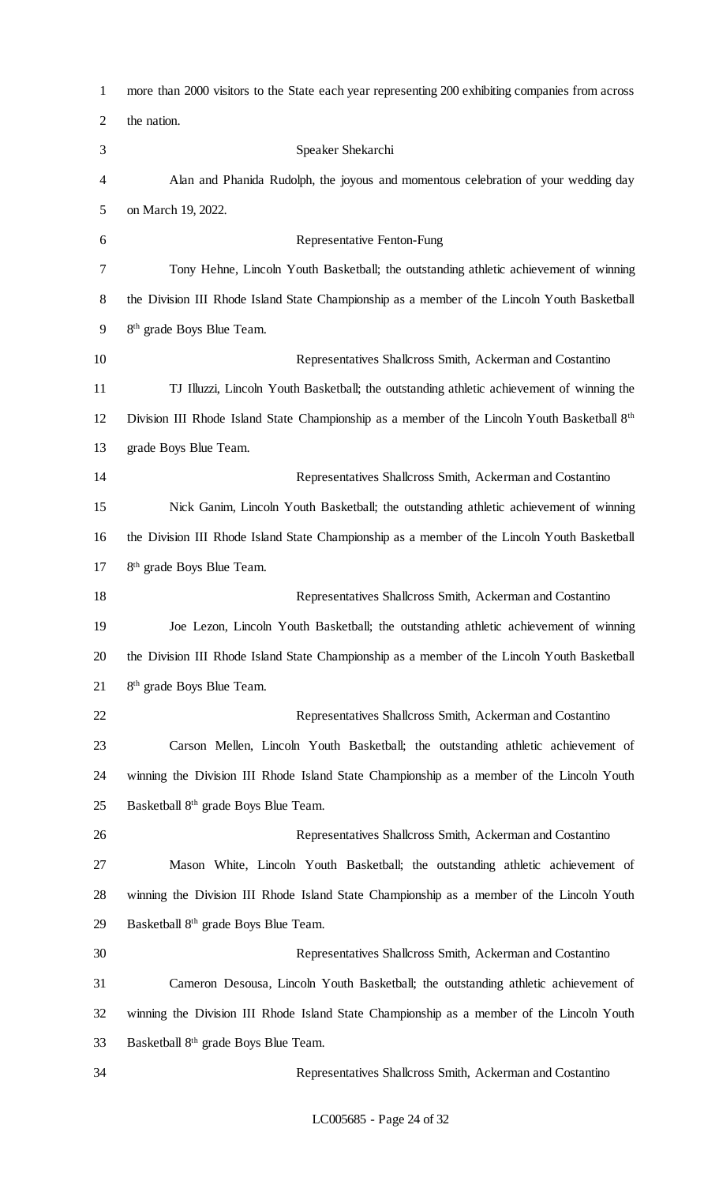more than 2000 visitors to the State each year representing 200 exhibiting companies from across the nation.

Speaker Shekarchi

Alan and Phanida Rudolph, the joyous and momentous celebration of your wedding day on March 19, 2022.

Representative Fenton-Fung

Tony Hehne, Lincoln Youth Basketball; the outstanding athletic achievement of winning the Division III Rhode Island State Championship as a member of the Lincoln Youth Basketball 8th grade Boys Blue Team.

Representatives Shallcross Smith, Ackerman and Costantino

TJ Illuzzi, Lincoln Youth Basketball; the outstanding athletic achievement of winning the Division III Rhode Island State Championship as a member of the Lincoln Youth Basketball 8th grade Boys Blue Team.

Representatives Shallcross Smith, Ackerman and Costantino

Nick Ganim, Lincoln Youth Basketball; the outstanding athletic achievement of winning the Division III Rhode Island State Championship as a member of the Lincoln Youth Basketball 8th grade Boys Blue Team.

Representatives Shallcross Smith, Ackerman and Costantino

Joe Lezon, Lincoln Youth Basketball; the outstanding athletic achievement of winning the Division III Rhode Island State Championship as a member of the Lincoln Youth Basketball 8th grade Boys Blue Team.

Representatives Shallcross Smith, Ackerman and Costantino

Carson Mellen, Lincoln Youth Basketball; the outstanding athletic achievement of winning the Division III Rhode Island State Championship as a member of the Lincoln Youth Basketball 8th grade Boys Blue Team.

Representatives Shallcross Smith, Ackerman and Costantino

Mason White, Lincoln Youth Basketball; the outstanding athletic achievement of winning the Division III Rhode Island State Championship as a member of the Lincoln Youth Basketball 8th grade Boys Blue Team.

Representatives Shallcross Smith, Ackerman and Costantino

Cameron Desousa, Lincoln Youth Basketball; the outstanding athletic achievement of winning the Division III Rhode Island State Championship as a member of the Lincoln Youth Basketball 8th grade Boys Blue Team.

Representatives Shallcross Smith, Ackerman and Costantino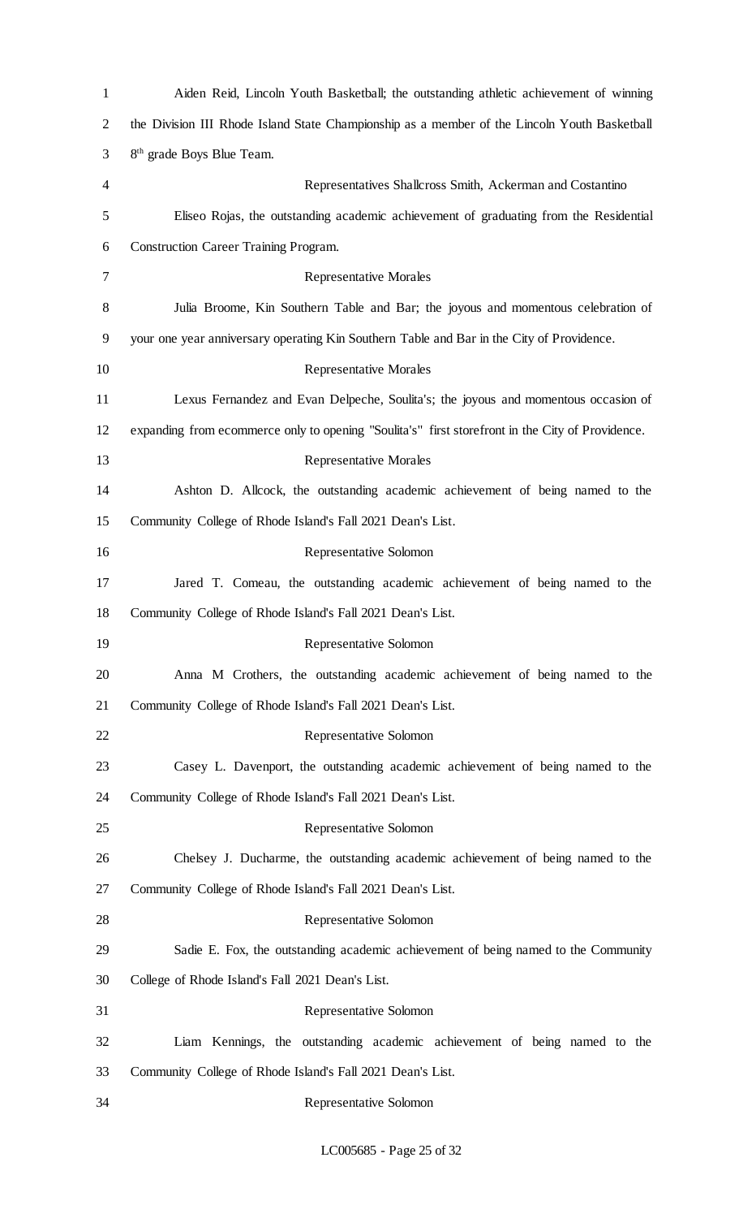Aiden Reid, Lincoln Youth Basketball; the outstanding athletic achievement of winning the Division III Rhode Island State Championship as a member of the Lincoln Youth Basketball 8th grade Boys Blue Team.

Representatives Shallcross Smith, Ackerman and Costantino

Eliseo Rojas, the outstanding academic achievement of graduating from the Residential Construction Career Training Program.

Representative Morales

Julia Broome, Kin Southern Table and Bar; the joyous and momentous celebration of your one year anniversary operating Kin Southern Table and Bar in the City of Providence.

Representative Morales

Lexus Fernandez and Evan Delpeche, Soulita's; the joyous and momentous occasion of expanding from ecommerce only to opening "Soulita's" first storefront in the City of Providence.

Representative Morales

Ashton D. Allcock, the outstanding academic achievement of being named to the Community College of Rhode Island's Fall 2021 Dean's List.

Representative Solomon

Jared T. Comeau, the outstanding academic achievement of being named to the Community College of Rhode Island's Fall 2021 Dean's List.

Representative Solomon

Anna M Crothers, the outstanding academic achievement of being named to the Community College of Rhode Island's Fall 2021 Dean's List.

Representative Solomon

Casey L. Davenport, the outstanding academic achievement of being named to the Community College of Rhode Island's Fall 2021 Dean's List.

Representative Solomon

Chelsey J. Ducharme, the outstanding academic achievement of being named to the Community College of Rhode Island's Fall 2021 Dean's List.

Representative Solomon

Sadie E. Fox, the outstanding academic achievement of being named to the Community College of Rhode Island's Fall 2021 Dean's List.

Representative Solomon

Liam Kennings, the outstanding academic achievement of being named to the Community College of Rhode Island's Fall 2021 Dean's List.

Representative Solomon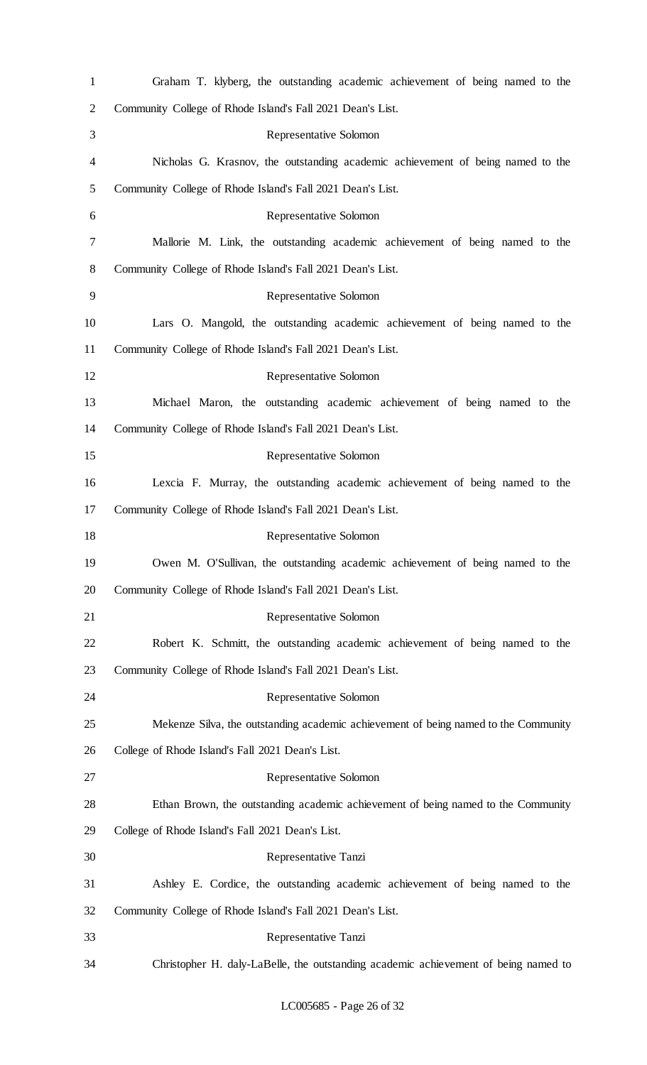Graham T. klyberg, the outstanding academic achievement of being named to the Community College of Rhode Island's Fall 2021 Dean's List.

Representative Solomon

Nicholas G. Krasnov, the outstanding academic achievement of being named to the Community College of Rhode Island's Fall 2021 Dean's List.

Representative Solomon

Mallorie M. Link, the outstanding academic achievement of being named to the Community College of Rhode Island's Fall 2021 Dean's List.

Representative Solomon

Lars O. Mangold, the outstanding academic achievement of being named to the Community College of Rhode Island's Fall 2021 Dean's List.

Representative Solomon

Michael Maron, the outstanding academic achievement of being named to the Community College of Rhode Island's Fall 2021 Dean's List.

Representative Solomon

Lexcia F. Murray, the outstanding academic achievement of being named to the Community College of Rhode Island's Fall 2021 Dean's List.

Representative Solomon

Owen M. O'Sullivan, the outstanding academic achievement of being named to the Community College of Rhode Island's Fall 2021 Dean's List.

Representative Solomon

Robert K. Schmitt, the outstanding academic achievement of being named to the Community College of Rhode Island's Fall 2021 Dean's List.

Representative Solomon

Mekenze Silva, the outstanding academic achievement of being named to the Community College of Rhode Island's Fall 2021 Dean's List.

Representative Solomon

Ethan Brown, the outstanding academic achievement of being named to the Community College of Rhode Island's Fall 2021 Dean's List.

Representative Tanzi

Ashley E. Cordice, the outstanding academic achievement of being named to the Community College of Rhode Island's Fall 2021 Dean's List.

Representative Tanzi

Christopher H. daly-LaBelle, the outstanding academic achievement of being named to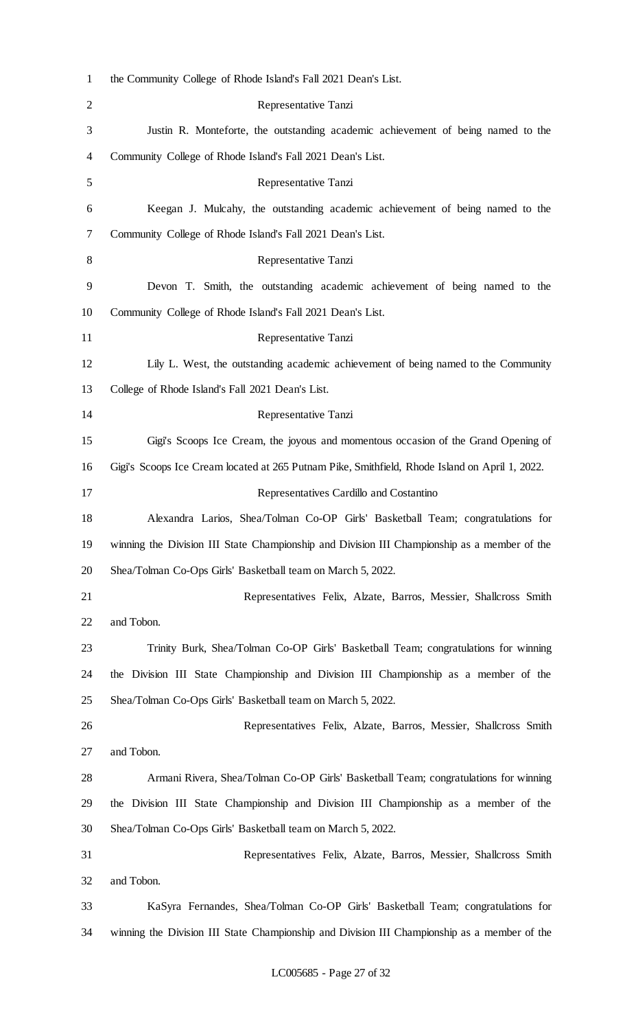the Community College of Rhode Island's Fall 2021 Dean's List.

Representative Tanzi

Justin R. Monteforte, the outstanding academic achievement of being named to the Community College of Rhode Island's Fall 2021 Dean's List.

Representative Tanzi

Keegan J. Mulcahy, the outstanding academic achievement of being named to the Community College of Rhode Island's Fall 2021 Dean's List.

Representative Tanzi

Devon T. Smith, the outstanding academic achievement of being named to the Community College of Rhode Island's Fall 2021 Dean's List.

Representative Tanzi

Lily L. West, the outstanding academic achievement of being named to the Community College of Rhode Island's Fall 2021 Dean's List.

Representative Tanzi

Gigi's Scoops Ice Cream, the joyous and momentous occasion of the Grand Opening of Gigi's Scoops Ice Cream located at 265 Putnam Pike, Smithfield, Rhode Island on April 1, 2022.

Representatives Cardillo and Costantino

Alexandra Larios, Shea/Tolman Co-OP Girls' Basketball Team; congratulations for winning the Division III State Championship and Division III Championship as a member of the Shea/Tolman Co-Ops Girls' Basketball team on March 5, 2022.

Representatives Felix, Alzate, Barros, Messier, Shallcross Smith and Tobon.

Trinity Burk, Shea/Tolman Co-OP Girls' Basketball Team; congratulations for winning the Division III State Championship and Division III Championship as a member of the Shea/Tolman Co-Ops Girls' Basketball team on March 5, 2022.

Representatives Felix, Alzate, Barros, Messier, Shallcross Smith and Tobon.

Armani Rivera, Shea/Tolman Co-OP Girls' Basketball Team; congratulations for winning the Division III State Championship and Division III Championship as a member of the Shea/Tolman Co-Ops Girls' Basketball team on March 5, 2022.

Representatives Felix, Alzate, Barros, Messier, Shallcross Smith and Tobon.

KaSyra Fernandes, Shea/Tolman Co-OP Girls' Basketball Team; congratulations for winning the Division III State Championship and Division III Championship as a member of the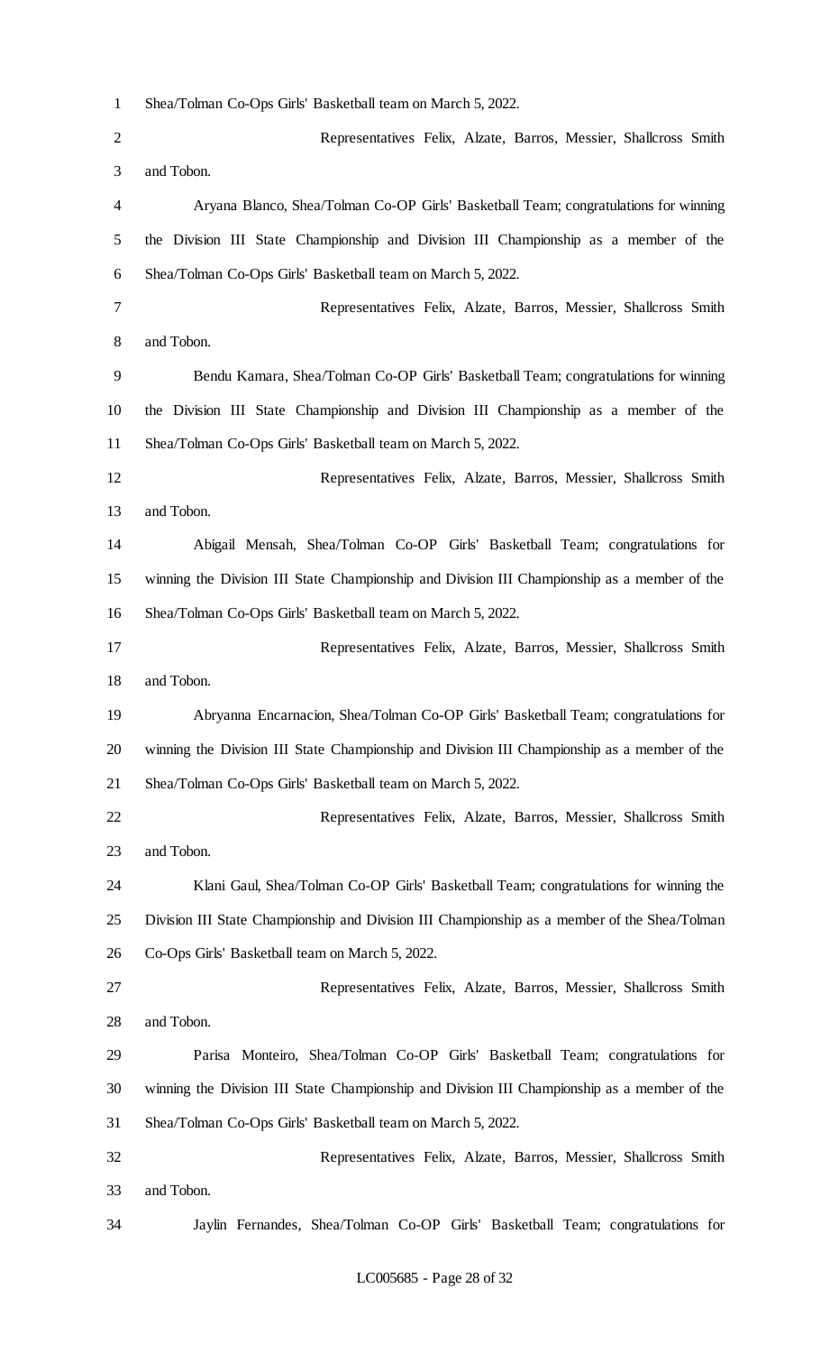Shea/Tolman Co-Ops Girls' Basketball team on March 5, 2022.

Representatives Felix, Alzate, Barros, Messier, Shallcross Smith and Tobon.

Aryana Blanco, Shea/Tolman Co-OP Girls' Basketball Team; congratulations for winning the Division III State Championship and Division III Championship as a member of the Shea/Tolman Co-Ops Girls' Basketball team on March 5, 2022.

Representatives Felix, Alzate, Barros, Messier, Shallcross Smith and Tobon.

Bendu Kamara, Shea/Tolman Co-OP Girls' Basketball Team; congratulations for winning the Division III State Championship and Division III Championship as a member of the Shea/Tolman Co-Ops Girls' Basketball team on March 5, 2022.

Representatives Felix, Alzate, Barros, Messier, Shallcross Smith and Tobon.

Abigail Mensah, Shea/Tolman Co-OP Girls' Basketball Team; congratulations for winning the Division III State Championship and Division III Championship as a member of the Shea/Tolman Co-Ops Girls' Basketball team on March 5, 2022.

Representatives Felix, Alzate, Barros, Messier, Shallcross Smith and Tobon.

Abryanna Encarnacion, Shea/Tolman Co-OP Girls' Basketball Team; congratulations for winning the Division III State Championship and Division III Championship as a member of the Shea/Tolman Co-Ops Girls' Basketball team on March 5, 2022.

Representatives Felix, Alzate, Barros, Messier, Shallcross Smith and Tobon.

Klani Gaul, Shea/Tolman Co-OP Girls' Basketball Team; congratulations for winning the Division III State Championship and Division III Championship as a member of the Shea/Tolman Co-Ops Girls' Basketball team on March 5, 2022.

Representatives Felix, Alzate, Barros, Messier, Shallcross Smith and Tobon.

Parisa Monteiro, Shea/Tolman Co-OP Girls' Basketball Team; congratulations for winning the Division III State Championship and Division III Championship as a member of the Shea/Tolman Co-Ops Girls' Basketball team on March 5, 2022.

Representatives Felix, Alzate, Barros, Messier, Shallcross Smith and Tobon.

Jaylin Fernandes, Shea/Tolman Co-OP Girls' Basketball Team; congratulations for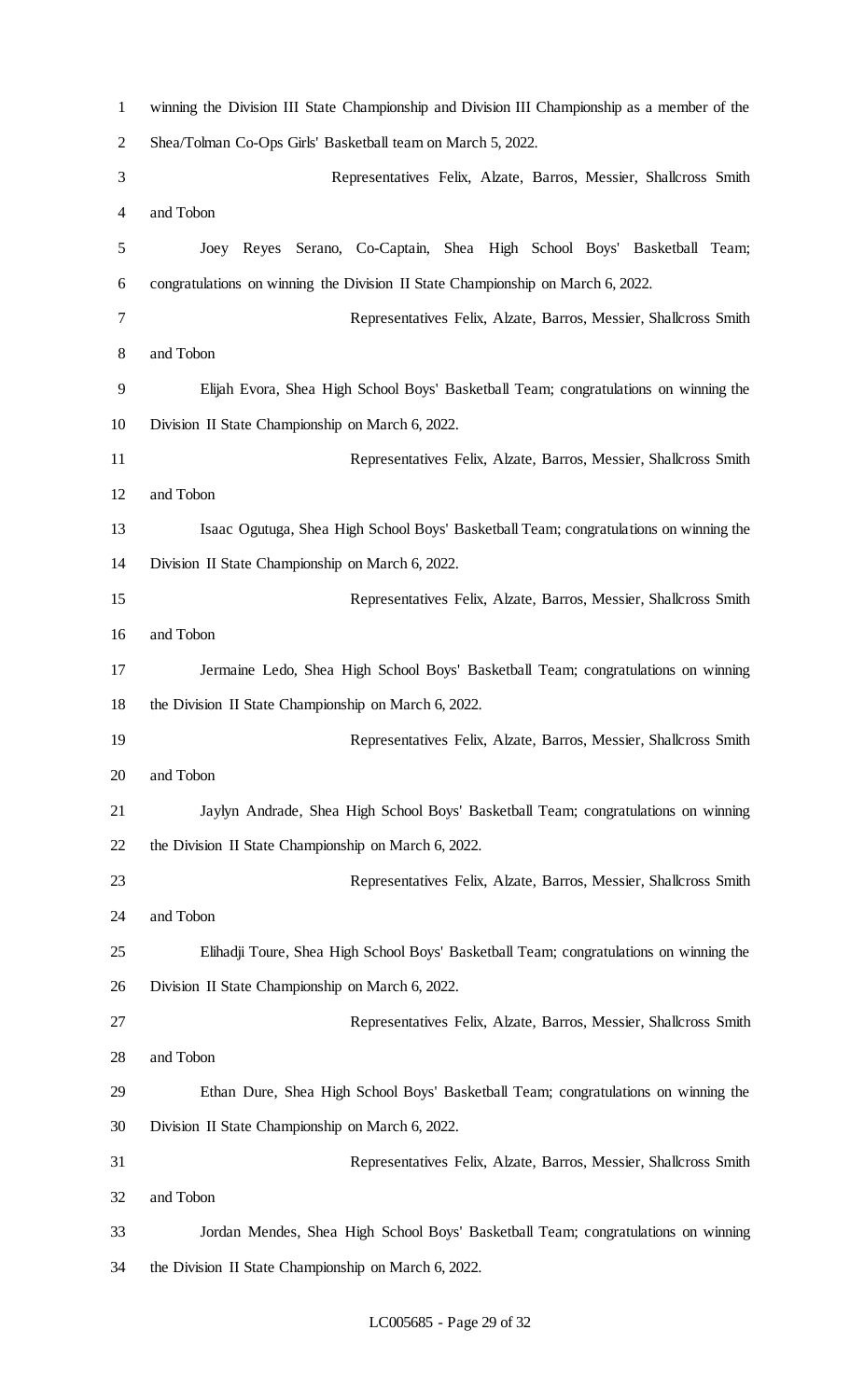winning the Division III State Championship and Division III Championship as a member of the Shea/Tolman Co-Ops Girls' Basketball team on March 5, 2022.

Representatives Felix, Alzate, Barros, Messier, Shallcross Smith and Tobon

Joey Reyes Serano, Co-Captain, Shea High School Boys' Basketball Team; congratulations on winning the Division II State Championship on March 6, 2022.

Representatives Felix, Alzate, Barros, Messier, Shallcross Smith and Tobon

Elijah Evora, Shea High School Boys' Basketball Team; congratulations on winning the Division II State Championship on March 6, 2022.

Representatives Felix, Alzate, Barros, Messier, Shallcross Smith and Tobon

Isaac Ogutuga, Shea High School Boys' Basketball Team; congratulations on winning the Division II State Championship on March 6, 2022.

Representatives Felix, Alzate, Barros, Messier, Shallcross Smith and Tobon

Jermaine Ledo, Shea High School Boys' Basketball Team; congratulations on winning the Division II State Championship on March 6, 2022.

Representatives Felix, Alzate, Barros, Messier, Shallcross Smith and Tobon

Jaylyn Andrade, Shea High School Boys' Basketball Team; congratulations on winning the Division II State Championship on March 6, 2022.

Representatives Felix, Alzate, Barros, Messier, Shallcross Smith and Tobon

Elihadji Toure, Shea High School Boys' Basketball Team; congratulations on winning the Division II State Championship on March 6, 2022.

Representatives Felix, Alzate, Barros, Messier, Shallcross Smith and Tobon

Ethan Dure, Shea High School Boys' Basketball Team; congratulations on winning the Division II State Championship on March 6, 2022.

Representatives Felix, Alzate, Barros, Messier, Shallcross Smith and Tobon

Jordan Mendes, Shea High School Boys' Basketball Team; congratulations on winning the Division II State Championship on March 6, 2022.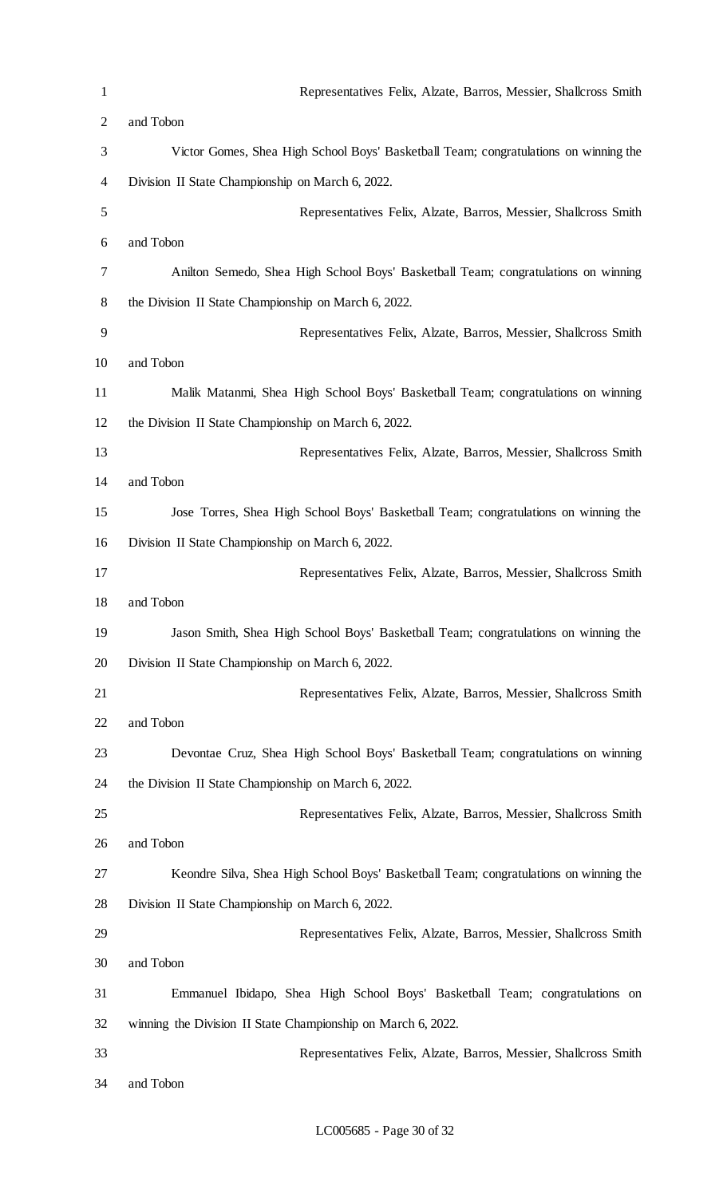Representatives Felix, Alzate, Barros, Messier, Shallcross Smith and Tobon

Victor Gomes, Shea High School Boys' Basketball Team; congratulations on winning the Division II State Championship on March 6, 2022.

Representatives Felix, Alzate, Barros, Messier, Shallcross Smith and Tobon

Anilton Semedo, Shea High School Boys' Basketball Team; congratulations on winning the Division II State Championship on March 6, 2022.

Representatives Felix, Alzate, Barros, Messier, Shallcross Smith and Tobon

Malik Matanmi, Shea High School Boys' Basketball Team; congratulations on winning the Division II State Championship on March 6, 2022.

Representatives Felix, Alzate, Barros, Messier, Shallcross Smith and Tobon

Jose Torres, Shea High School Boys' Basketball Team; congratulations on winning the Division II State Championship on March 6, 2022.

Representatives Felix, Alzate, Barros, Messier, Shallcross Smith and Tobon

Jason Smith, Shea High School Boys' Basketball Team; congratulations on winning the Division II State Championship on March 6, 2022.

Representatives Felix, Alzate, Barros, Messier, Shallcross Smith and Tobon

Devontae Cruz, Shea High School Boys' Basketball Team; congratulations on winning the Division II State Championship on March 6, 2022.

Representatives Felix, Alzate, Barros, Messier, Shallcross Smith and Tobon

Keondre Silva, Shea High School Boys' Basketball Team; congratulations on winning the Division II State Championship on March 6, 2022.

Representatives Felix, Alzate, Barros, Messier, Shallcross Smith and Tobon

Emmanuel Ibidapo, Shea High School Boys' Basketball Team; congratulations on winning the Division II State Championship on March 6, 2022.

Representatives Felix, Alzate, Barros, Messier, Shallcross Smith and Tobon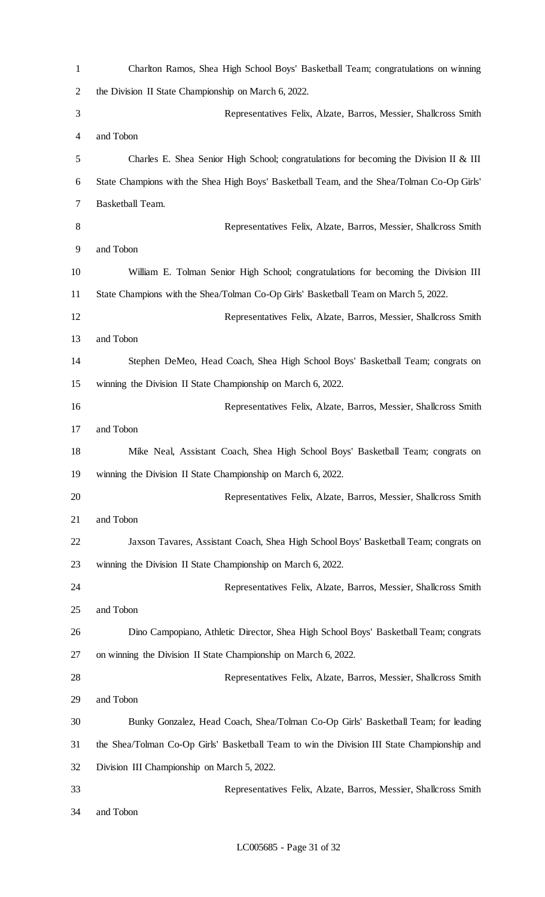Charlton Ramos, Shea High School Boys' Basketball Team; congratulations on winning the Division II State Championship on March 6, 2022.

Representatives Felix, Alzate, Barros, Messier, Shallcross Smith and Tobon

Charles E. Shea Senior High School; congratulations for becoming the Division II & III State Champions with the Shea High Boys' Basketball Team, and the Shea/Tolman Co-Op Girls' Basketball Team.

Representatives Felix, Alzate, Barros, Messier, Shallcross Smith and Tobon

William E. Tolman Senior High School; congratulations for becoming the Division III State Champions with the Shea/Tolman Co-Op Girls' Basketball Team on March 5, 2022.

Representatives Felix, Alzate, Barros, Messier, Shallcross Smith and Tobon

Stephen DeMeo, Head Coach, Shea High School Boys' Basketball Team; congrats on winning the Division II State Championship on March 6, 2022.

Representatives Felix, Alzate, Barros, Messier, Shallcross Smith and Tobon

Mike Neal, Assistant Coach, Shea High School Boys' Basketball Team; congrats on winning the Division II State Championship on March 6, 2022.

Representatives Felix, Alzate, Barros, Messier, Shallcross Smith and Tobon

Jaxson Tavares, Assistant Coach, Shea High School Boys' Basketball Team; congrats on winning the Division II State Championship on March 6, 2022.

Representatives Felix, Alzate, Barros, Messier, Shallcross Smith and Tobon

Dino Campopiano, Athletic Director, Shea High School Boys' Basketball Team; congrats on winning the Division II State Championship on March 6, 2022.

Representatives Felix, Alzate, Barros, Messier, Shallcross Smith and Tobon

Bunky Gonzalez, Head Coach, Shea/Tolman Co-Op Girls' Basketball Team; for leading the Shea/Tolman Co-Op Girls' Basketball Team to win the Division III State Championship and Division III Championship on March 5, 2022.

Representatives Felix, Alzate, Barros, Messier, Shallcross Smith and Tobon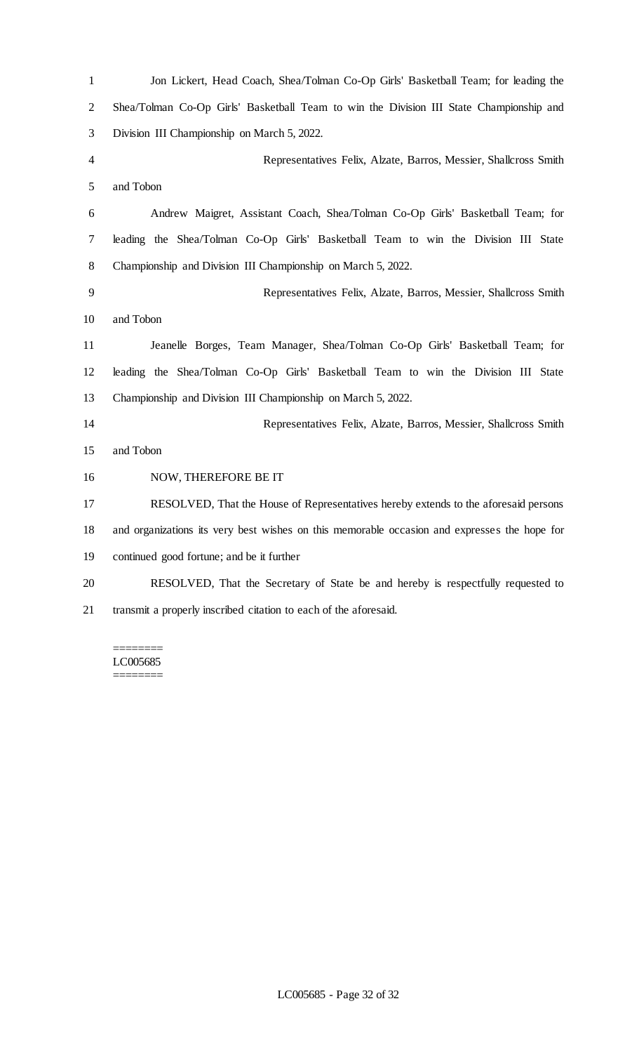Jon Lickert, Head Coach, Shea/Tolman Co-Op Girls' Basketball Team; for leading the Shea/Tolman Co-Op Girls' Basketball Team to win the Division III State Championship and Division III Championship on March 5, 2022.

Representatives Felix, Alzate, Barros, Messier, Shallcross Smith and Tobon

Andrew Maigret, Assistant Coach, Shea/Tolman Co-Op Girls' Basketball Team; for leading the Shea/Tolman Co-Op Girls' Basketball Team to win the Division III State Championship and Division III Championship on March 5, 2022.

Representatives Felix, Alzate, Barros, Messier, Shallcross Smith and Tobon

Jeanelle Borges, Team Manager, Shea/Tolman Co-Op Girls' Basketball Team; for leading the Shea/Tolman Co-Op Girls' Basketball Team to win the Division III State Championship and Division III Championship on March 5, 2022.

Representatives Felix, Alzate, Barros, Messier, Shallcross Smith and Tobon

NOW, THEREFORE BE IT

RESOLVED, That the House of Representatives hereby extends to the aforesaid persons and organizations its very best wishes on this memorable occasion and expresses the hope for continued good fortune; and be it further

RESOLVED, That the Secretary of State be and hereby is respectfully requested to transmit a properly inscribed citation to each of the aforesaid.

========
LC005685
========